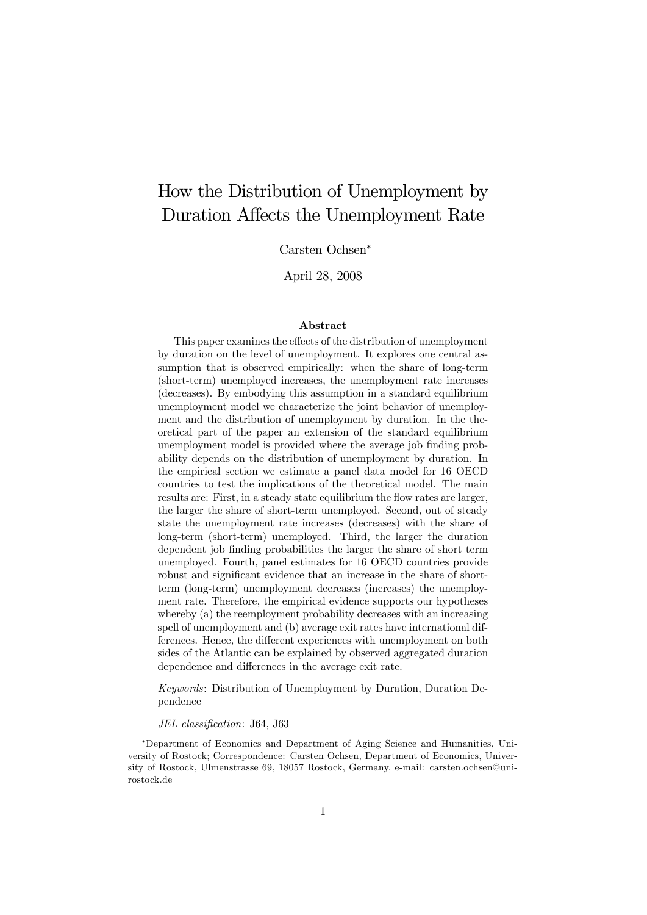# How the Distribution of Unemployment by Duration Affects the Unemployment Rate

Carsten Ochsen[*]

April 28, 2008

### Abstract

This paper examines the effects of the distribution of unemployment by duration on the level of unemployment. It explores one central assumption that is observed empirically: when the share of long-term (short-term) unemployed increases, the unemployment rate increases (decreases). By embodying this assumption in a standard equilibrium unemployment model we characterize the joint behavior of unemployment and the distribution of unemployment by duration. In the theoretical part of the paper an extension of the standard equilibrium unemployment model is provided where the average job finding probability depends on the distribution of unemployment by duration. In the empirical section we estimate a panel data model for 16 OECD countries to test the implications of the theoretical model. The main results are: First, in a steady state equilibrium the flow rates are larger, the larger the share of short-term unemployed. Second, out of steady state the unemployment rate increases (decreases) with the share of long-term (short-term) unemployed. Third, the larger the duration dependent job finding probabilities the larger the share of short term unemployed. Fourth, panel estimates for 16 OECD countries provide robust and significant evidence that an increase in the share of short-term (long-term) unemployment decreases (increases) the unemployment rate. Therefore, the empirical evidence supports our hypotheses whereby (a) the reemployment probability decreases with an increasing spell of unemployment and (b) average exit rates have international differences. Hence, the different experiences with unemployment on both sides of the Atlantic can be explained by observed aggregated duration dependence and differences in the average exit rate.

*Keywords*: Distribution of Unemployment by Duration, Duration Dependence

*JEL classification*: J64, J63

[*] Department of Economics and Department of Aging Science and Humanities, University of Rostock; Correspondence: Carsten Ochsen, Department of Economics, University of Rostock, Ulmenstrasse 69, 18057 Rostock, Germany, e-mail: carsten.ochsen@uni-rostock.de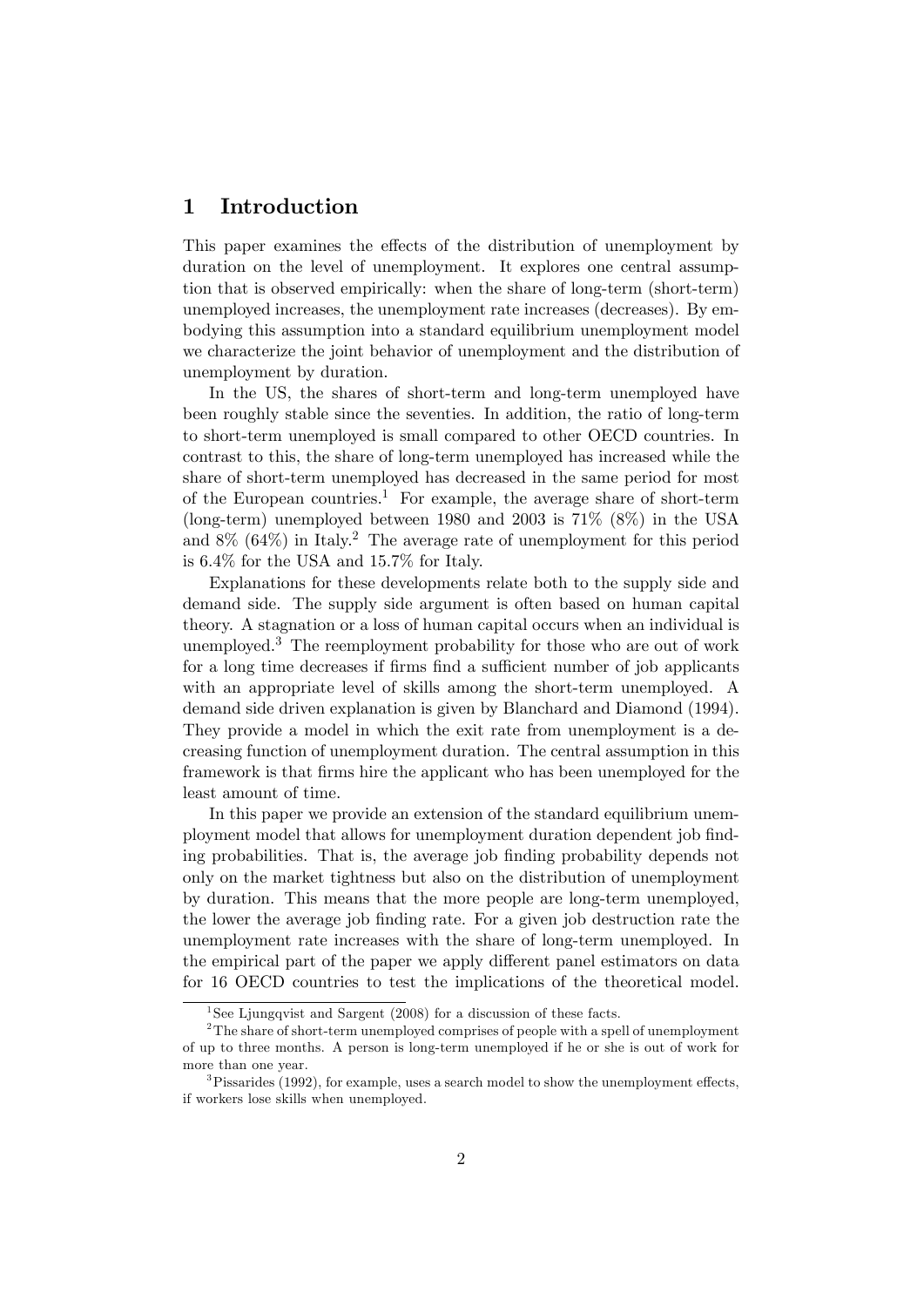# 1 Introduction

This paper examines the effects of the distribution of unemployment by duration on the level of unemployment. It explores one central assumption that is observed empirically: when the share of long-term (short-term) unemployed increases, the unemployment rate increases (decreases). By embodying this assumption into a standard equilibrium unemployment model we characterize the joint behavior of unemployment and the distribution of unemployment by duration.

In the US, the shares of short-term and long-term unemployed have been roughly stable since the seventies. In addition, the ratio of long-term to short-term unemployed is small compared to other OECD countries. In contrast to this, the share of long-term unemployed has increased while the share of short-term unemployed has decreased in the same period for most of the European countries.[1] For example, the average share of short-term (long-term) unemployed between 1980 and 2003 is 71% (8%) in the USA and 8% (64%) in Italy.[2] The average rate of unemployment for this period is 6.4% for the USA and 15.7% for Italy.

Explanations for these developments relate both to the supply side and demand side. The supply side argument is often based on human capital theory. A stagnation or a loss of human capital occurs when an individual is unemployed.[3] The reemployment probability for those who are out of work for a long time decreases if firms find a sufficient number of job applicants with an appropriate level of skills among the short-term unemployed. A demand side driven explanation is given by Blanchard and Diamond (1994). They provide a model in which the exit rate from unemployment is a decreasing function of unemployment duration. The central assumption in this framework is that firms hire the applicant who has been unemployed for the least amount of time.

In this paper we provide an extension of the standard equilibrium unemployment model that allows for unemployment duration dependent job finding probabilities. That is, the average job finding probability depends not only on the market tightness but also on the distribution of unemployment by duration. This means that the more people are long-term unemployed, the lower the average job finding rate. For a given job destruction rate the unemployment rate increases with the share of long-term unemployed. In the empirical part of the paper we apply different panel estimators on data for 16 OECD countries to test the implications of the theoretical model.

---

[1] See Ljungqvist and Sargent (2008) for a discussion of these facts.

[2] The share of short-term unemployed comprises of people with a spell of unemployment of up to three months. A person is long-term unemployed if he or she is out of work for more than one year.

[3] Pissarides (1992), for example, uses a search model to show the unemployment effects, if workers lose skills when unemployed.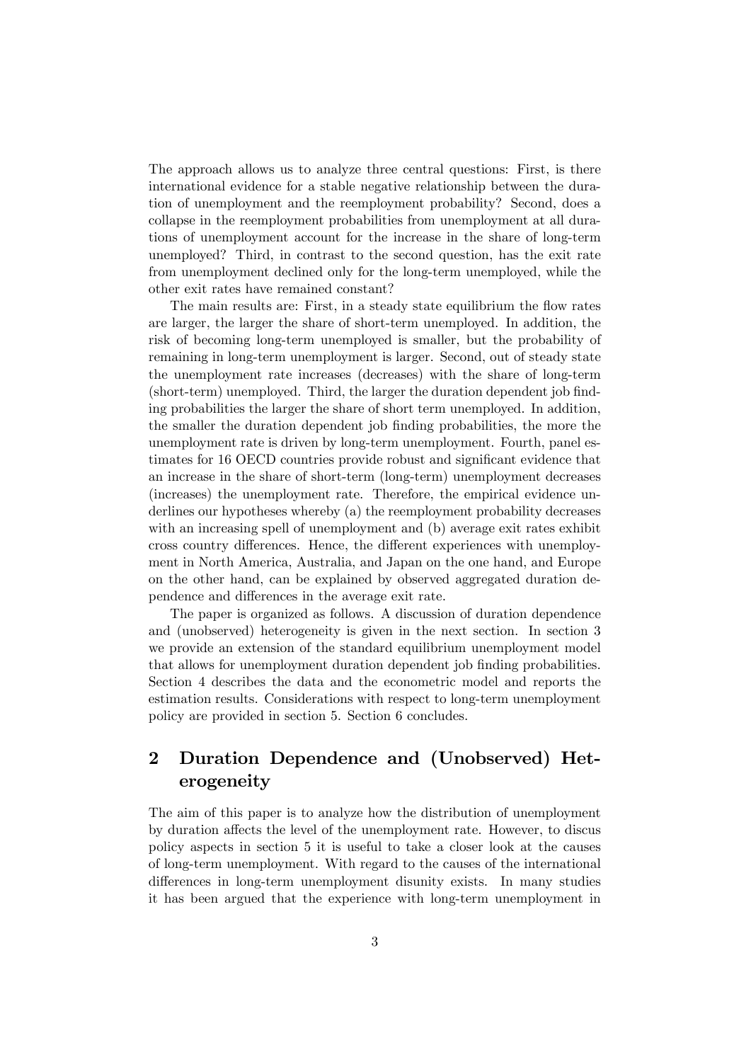The approach allows us to analyze three central questions: First, is there international evidence for a stable negative relationship between the duration of unemployment and the reemployment probability? Second, does a collapse in the reemployment probabilities from unemployment at all durations of unemployment account for the increase in the share of long-term unemployed? Third, in contrast to the second question, has the exit rate from unemployment declined only for the long-term unemployed, while the other exit rates have remained constant?

The main results are: First, in a steady state equilibrium the flow rates are larger, the larger the share of short-term unemployed. In addition, the risk of becoming long-term unemployed is smaller, but the probability of remaining in long-term unemployment is larger. Second, out of steady state the unemployment rate increases (decreases) with the share of long-term (short-term) unemployed. Third, the larger the duration dependent job finding probabilities the larger the share of short term unemployed. In addition, the smaller the duration dependent job finding probabilities, the more the unemployment rate is driven by long-term unemployment. Fourth, panel estimates for 16 OECD countries provide robust and significant evidence that an increase in the share of short-term (long-term) unemployment decreases (increases) the unemployment rate. Therefore, the empirical evidence underlines our hypotheses whereby (a) the reemployment probability decreases with an increasing spell of unemployment and (b) average exit rates exhibit cross country differences. Hence, the different experiences with unemployment in North America, Australia, and Japan on the one hand, and Europe on the other hand, can be explained by observed aggregated duration dependence and differences in the average exit rate.

The paper is organized as follows. A discussion of duration dependence and (unobserved) heterogeneity is given in the next section. In section 3 we provide an extension of the standard equilibrium unemployment model that allows for unemployment duration dependent job finding probabilities. Section 4 describes the data and the econometric model and reports the estimation results. Considerations with respect to long-term unemployment policy are provided in section 5. Section 6 concludes.

## 2 Duration Dependence and (Unobserved) Heterogeneity

The aim of this paper is to analyze how the distribution of unemployment by duration affects the level of the unemployment rate. However, to discus policy aspects in section 5 it is useful to take a closer look at the causes of long-term unemployment. With regard to the causes of the international differences in long-term unemployment disunity exists. In many studies it has been argued that the experience with long-term unemployment in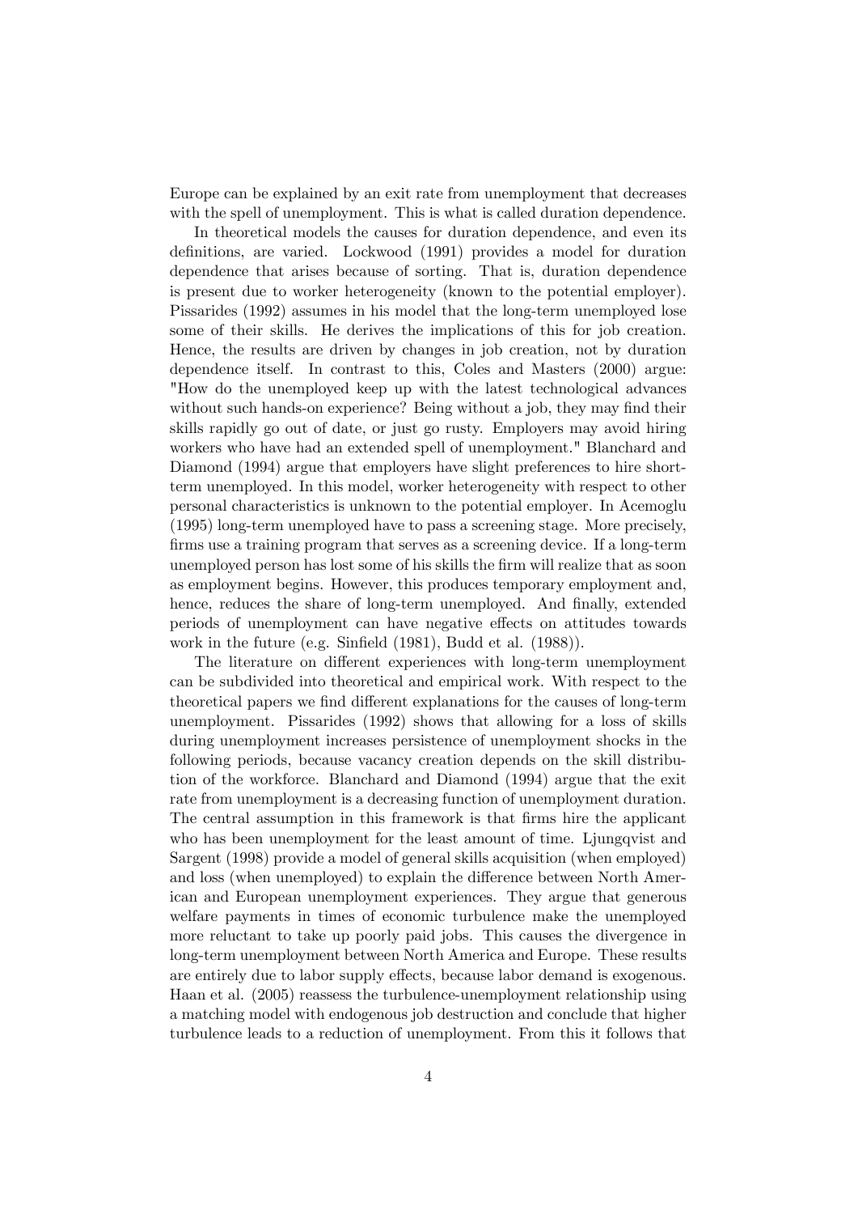Europe can be explained by an exit rate from unemployment that decreases with the spell of unemployment. This is what is called duration dependence.

In theoretical models the causes for duration dependence, and even its definitions, are varied. Lockwood (1991) provides a model for duration dependence that arises because of sorting. That is, duration dependence is present due to worker heterogeneity (known to the potential employer). Pissarides (1992) assumes in his model that the long-term unemployed lose some of their skills. He derives the implications of this for job creation. Hence, the results are driven by changes in job creation, not by duration dependence itself. In contrast to this, Coles and Masters (2000) argue: "How do the unemployed keep up with the latest technological advances without such hands-on experience? Being without a job, they may find their skills rapidly go out of date, or just go rusty. Employers may avoid hiring workers who have had an extended spell of unemployment." Blanchard and Diamond (1994) argue that employers have slight preferences to hire short-term unemployed. In this model, worker heterogeneity with respect to other personal characteristics is unknown to the potential employer. In Acemoglu (1995) long-term unemployed have to pass a screening stage. More precisely, firms use a training program that serves as a screening device. If a long-term unemployed person has lost some of his skills the firm will realize that as soon as employment begins. However, this produces temporary employment and, hence, reduces the share of long-term unemployed. And finally, extended periods of unemployment can have negative effects on attitudes towards work in the future (e.g. Sinfield (1981), Budd et al. (1988)).

The literature on different experiences with long-term unemployment can be subdivided into theoretical and empirical work. With respect to the theoretical papers we find different explanations for the causes of long-term unemployment. Pissarides (1992) shows that allowing for a loss of skills during unemployment increases persistence of unemployment shocks in the following periods, because vacancy creation depends on the skill distribution of the workforce. Blanchard and Diamond (1994) argue that the exit rate from unemployment is a decreasing function of unemployment duration. The central assumption in this framework is that firms hire the applicant who has been unemployment for the least amount of time. Ljungqvist and Sargent (1998) provide a model of general skills acquisition (when employed) and loss (when unemployed) to explain the difference between North American and European unemployment experiences. They argue that generous welfare payments in times of economic turbulence make the unemployed more reluctant to take up poorly paid jobs. This causes the divergence in long-term unemployment between North America and Europe. These results are entirely due to labor supply effects, because labor demand is exogenous. Haan et al. (2005) reassess the turbulence-unemployment relationship using a matching model with endogenous job destruction and conclude that higher turbulence leads to a reduction of unemployment. From this it follows that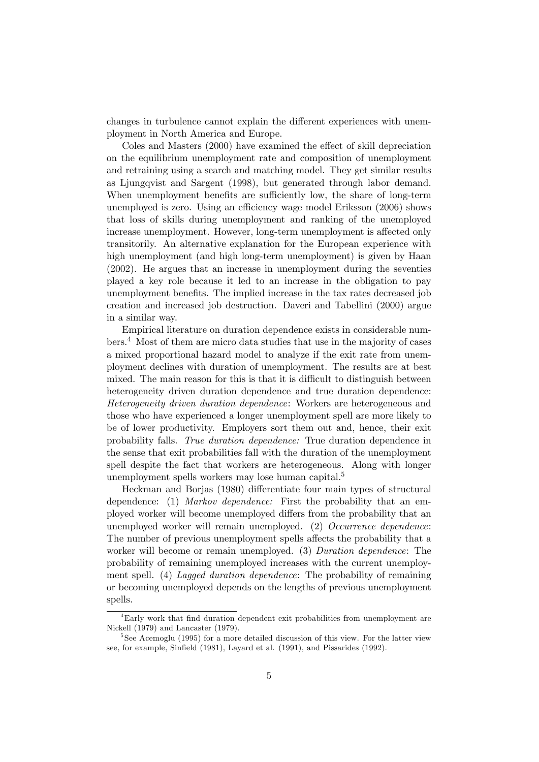changes in turbulence cannot explain the different experiences with unemployment in North America and Europe.

Coles and Masters (2000) have examined the effect of skill depreciation on the equilibrium unemployment rate and composition of unemployment and retraining using a search and matching model. They get similar results as Ljungqvist and Sargent (1998), but generated through labor demand. When unemployment benefits are sufficiently low, the share of long-term unemployed is zero. Using an efficiency wage model Eriksson (2006) shows that loss of skills during unemployment and ranking of the unemployed increase unemployment. However, long-term unemployment is affected only transitorily. An alternative explanation for the European experience with high unemployment (and high long-term unemployment) is given by Haan (2002). He argues that an increase in unemployment during the seventies played a key role because it led to an increase in the obligation to pay unemployment benefits. The implied increase in the tax rates decreased job creation and increased job destruction. Daveri and Tabellini (2000) argue in a similar way.

Empirical literature on duration dependence exists in considerable numbers.[4] Most of them are micro data studies that use in the majority of cases a mixed proportional hazard model to analyze if the exit rate from unemployment declines with duration of unemployment. The results are at best mixed. The main reason for this is that it is difficult to distinguish between heterogeneity driven duration dependence and true duration dependence: *Heterogeneity driven duration dependence*: Workers are heterogeneous and those who have experienced a longer unemployment spell are more likely to be of lower productivity. Employers sort them out and, hence, their exit probability falls. *True duration dependence:* True duration dependence in the sense that exit probabilities fall with the duration of the unemployment spell despite the fact that workers are heterogeneous. Along with longer unemployment spells workers may lose human capital.[5]

Heckman and Borjas (1980) differentiate four main types of structural dependence: (1) *Markov dependence:* First the probability that an employed worker will become unemployed differs from the probability that an unemployed worker will remain unemployed. (2) *Occurrence dependence*: The number of previous unemployment spells affects the probability that a worker will become or remain unemployed. (3) *Duration dependence*: The probability of remaining unemployed increases with the current unemployment spell. (4) *Lagged duration dependence*: The probability of remaining or becoming unemployed depends on the lengths of previous unemployment spells.

[4] Early work that find duration dependent exit probabilities from unemployment are Nickell (1979) and Lancaster (1979).

[5] See Acemoglu (1995) for a more detailed discussion of this view. For the latter view see, for example, Sinfield (1981), Layard et al. (1991), and Pissarides (1992).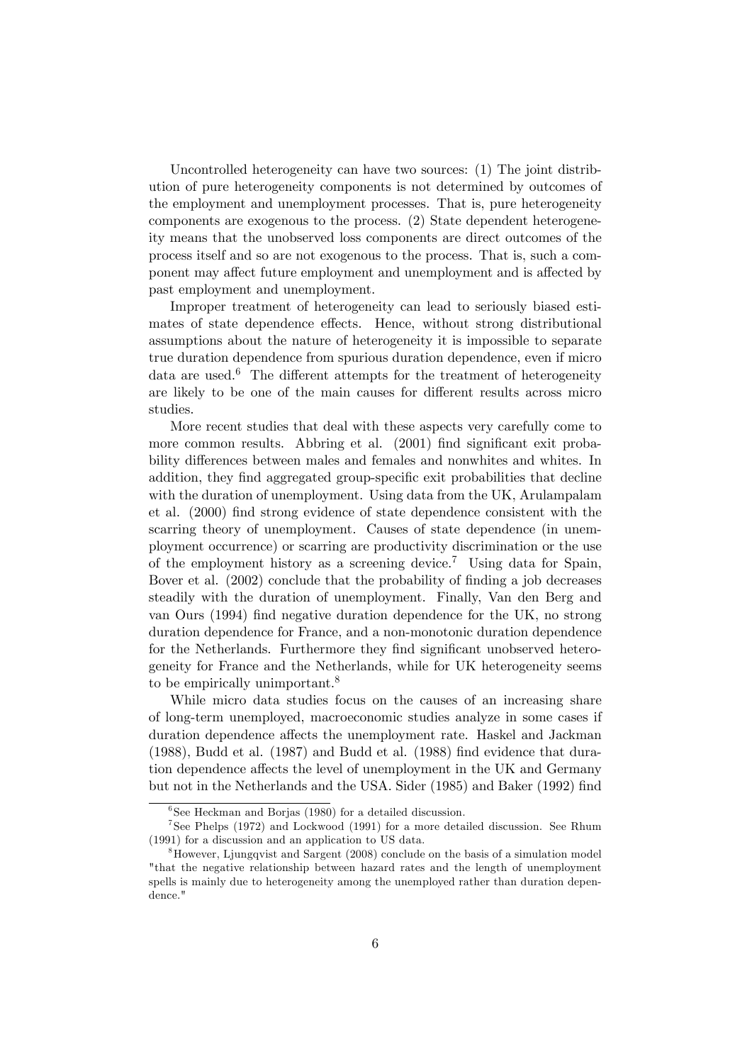Uncontrolled heterogeneity can have two sources: (1) The joint distribution of pure heterogeneity components is not determined by outcomes of the employment and unemployment processes. That is, pure heterogeneity components are exogenous to the process. (2) State dependent heterogeneity means that the unobserved loss components are direct outcomes of the process itself and so are not exogenous to the process. That is, such a component may affect future employment and unemployment and is affected by past employment and unemployment.

Improper treatment of heterogeneity can lead to seriously biased estimates of state dependence effects. Hence, without strong distributional assumptions about the nature of heterogeneity it is impossible to separate true duration dependence from spurious duration dependence, even if micro data are used.[6] The different attempts for the treatment of heterogeneity are likely to be one of the main causes for different results across micro studies.

More recent studies that deal with these aspects very carefully come to more common results. Abbring et al. (2001) find significant exit probability differences between males and females and nonwhites and whites. In addition, they find aggregated group-specific exit probabilities that decline with the duration of unemployment. Using data from the UK, Arulampalam et al. (2000) find strong evidence of state dependence consistent with the scarring theory of unemployment. Causes of state dependence (in unemployment occurrence) or scarring are productivity discrimination or the use of the employment history as a screening device.[7] Using data for Spain, Bover et al. (2002) conclude that the probability of finding a job decreases steadily with the duration of unemployment. Finally, Van den Berg and van Ours (1994) find negative duration dependence for the UK, no strong duration dependence for France, and a non-monotonic duration dependence for the Netherlands. Furthermore they find significant unobserved heterogeneity for France and the Netherlands, while for UK heterogeneity seems to be empirically unimportant.[8]

While micro data studies focus on the causes of an increasing share of long-term unemployed, macroeconomic studies analyze in some cases if duration dependence affects the unemployment rate. Haskel and Jackman (1988), Budd et al. (1987) and Budd et al. (1988) find evidence that duration dependence affects the level of unemployment in the UK and Germany but not in the Netherlands and the USA. Sider (1985) and Baker (1992) find

[6] See Heckman and Borjas (1980) for a detailed discussion.

[7] See Phelps (1972) and Lockwood (1991) for a more detailed discussion. See Rhum (1991) for a discussion and an application to US data.

[8] However, Ljungqvist and Sargent (2008) conclude on the basis of a simulation model "that the negative relationship between hazard rates and the length of unemployment spells is mainly due to heterogeneity among the unemployed rather than duration dependence."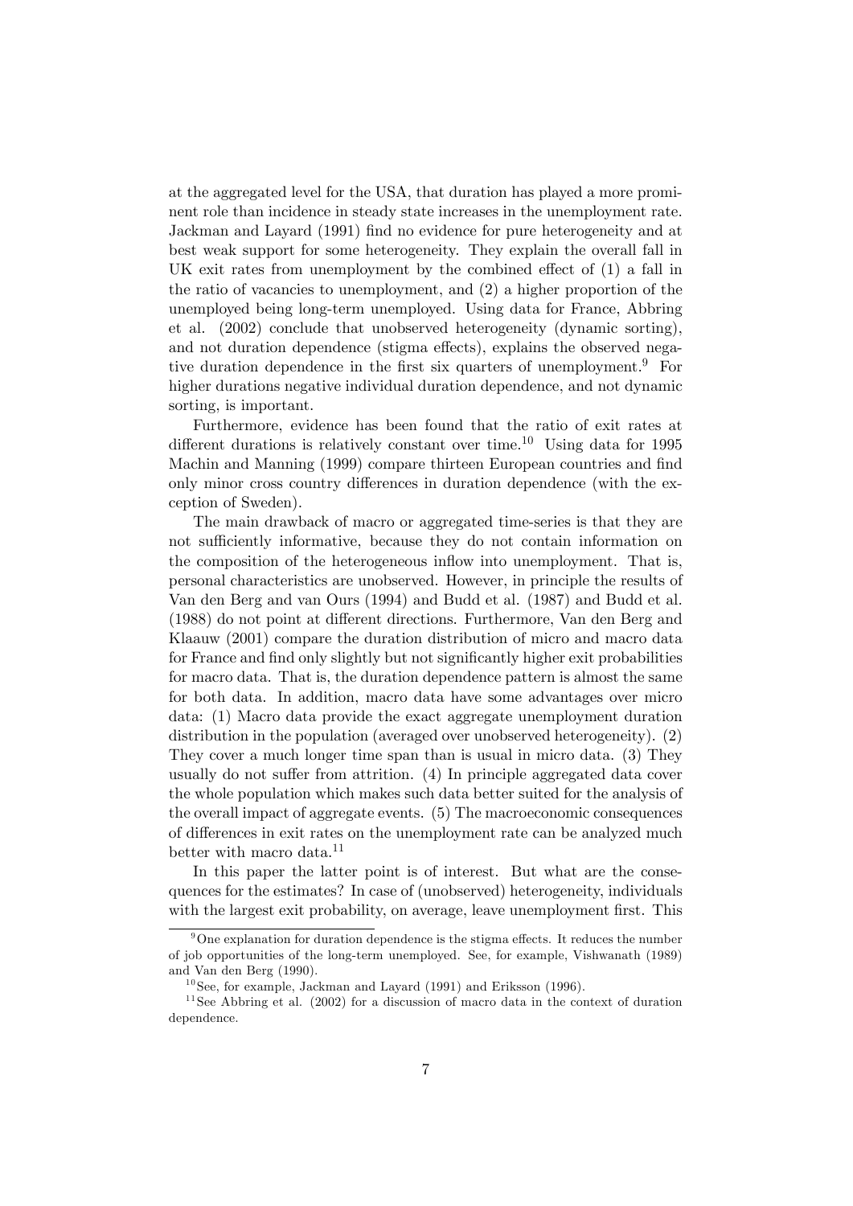at the aggregated level for the USA, that duration has played a more prominent role than incidence in steady state increases in the unemployment rate. Jackman and Layard (1991) find no evidence for pure heterogeneity and at best weak support for some heterogeneity. They explain the overall fall in UK exit rates from unemployment by the combined effect of (1) a fall in the ratio of vacancies to unemployment, and (2) a higher proportion of the unemployed being long-term unemployed. Using data for France, Abbring et al. (2002) conclude that unobserved heterogeneity (dynamic sorting), and not duration dependence (stigma effects), explains the observed negative duration dependence in the first six quarters of unemployment.[9] For higher durations negative individual duration dependence, and not dynamic sorting, is important.

Furthermore, evidence has been found that the ratio of exit rates at different durations is relatively constant over time.[10] Using data for 1995 Machin and Manning (1999) compare thirteen European countries and find only minor cross country differences in duration dependence (with the exception of Sweden).

The main drawback of macro or aggregated time-series is that they are not sufficiently informative, because they do not contain information on the composition of the heterogeneous inflow into unemployment. That is, personal characteristics are unobserved. However, in principle the results of Van den Berg and van Ours (1994) and Budd et al. (1987) and Budd et al. (1988) do not point at different directions. Furthermore, Van den Berg and Klaauw (2001) compare the duration distribution of micro and macro data for France and find only slightly but not significantly higher exit probabilities for macro data. That is, the duration dependence pattern is almost the same for both data. In addition, macro data have some advantages over micro data: (1) Macro data provide the exact aggregate unemployment duration distribution in the population (averaged over unobserved heterogeneity). (2) They cover a much longer time span than is usual in micro data. (3) They usually do not suffer from attrition. (4) In principle aggregated data cover the whole population which makes such data better suited for the analysis of the overall impact of aggregate events. (5) The macroeconomic consequences of differences in exit rates on the unemployment rate can be analyzed much better with macro data.[11]

In this paper the latter point is of interest. But what are the consequences for the estimates? In case of (unobserved) heterogeneity, individuals with the largest exit probability, on average, leave unemployment first. This

---

[9] One explanation for duration dependence is the stigma effects. It reduces the number of job opportunities of the long-term unemployed. See, for example, Vishwanath (1989) and Van den Berg (1990).

[10] See, for example, Jackman and Layard (1991) and Eriksson (1996).

[11] See Abbring et al. (2002) for a discussion of macro data in the context of duration dependence.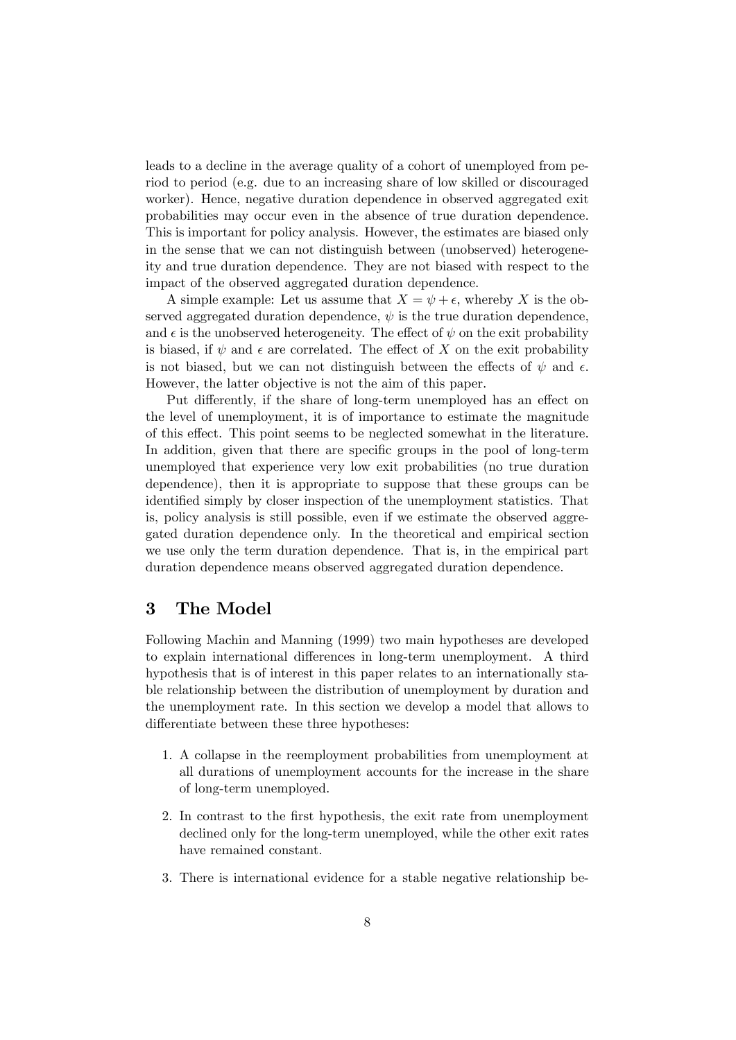leads to a decline in the average quality of a cohort of unemployed from period to period (e.g. due to an increasing share of low skilled or discouraged worker). Hence, negative duration dependence in observed aggregated exit probabilities may occur even in the absence of true duration dependence. This is important for policy analysis. However, the estimates are biased only in the sense that we can not distinguish between (unobserved) heterogeneity and true duration dependence. They are not biased with respect to the impact of the observed aggregated duration dependence.

A simple example: Let us assume that $X = \psi + \epsilon$, whereby $X$ is the observed aggregated duration dependence, $\psi$ is the true duration dependence, and $\epsilon$ is the unobserved heterogeneity. The effect of $\psi$ on the exit probability is biased, if $\psi$ and $\epsilon$ are correlated. The effect of $X$ on the exit probability is not biased, but we can not distinguish between the effects of $\psi$ and $\epsilon$. However, the latter objective is not the aim of this paper.

Put differently, if the share of long-term unemployed has an effect on the level of unemployment, it is of importance to estimate the magnitude of this effect. This point seems to be neglected somewhat in the literature. In addition, given that there are specific groups in the pool of long-term unemployed that experience very low exit probabilities (no true duration dependence), then it is appropriate to suppose that these groups can be identified simply by closer inspection of the unemployment statistics. That is, policy analysis is still possible, even if we estimate the observed aggregated duration dependence only. In the theoretical and empirical section we use only the term duration dependence. That is, in the empirical part duration dependence means observed aggregated duration dependence.

## 3 The Model

Following Machin and Manning (1999) two main hypotheses are developed to explain international differences in long-term unemployment. A third hypothesis that is of interest in this paper relates to an internationally stable relationship between the distribution of unemployment by duration and the unemployment rate. In this section we develop a model that allows to differentiate between these three hypotheses:

1. A collapse in the reemployment probabilities from unemployment at all durations of unemployment accounts for the increase in the share of long-term unemployed.
2. In contrast to the first hypothesis, the exit rate from unemployment declined only for the long-term unemployed, while the other exit rates have remained constant.
3. There is international evidence for a stable negative relationship be-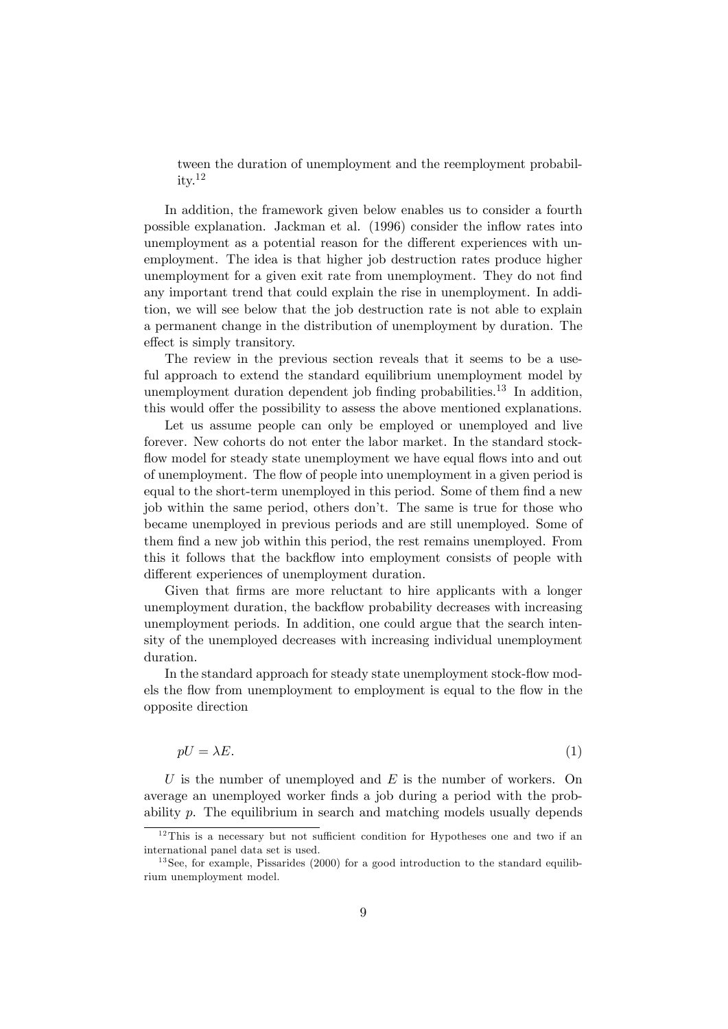tween the duration of unemployment and the reemployment probability.[12]

In addition, the framework given below enables us to consider a fourth possible explanation. Jackman et al. (1996) consider the inflow rates into unemployment as a potential reason for the different experiences with unemployment. The idea is that higher job destruction rates produce higher unemployment for a given exit rate from unemployment. They do not find any important trend that could explain the rise in unemployment. In addition, we will see below that the job destruction rate is not able to explain a permanent change in the distribution of unemployment by duration. The effect is simply transitory.

The review in the previous section reveals that it seems to be a useful approach to extend the standard equilibrium unemployment model by unemployment duration dependent job finding probabilities.[13] In addition, this would offer the possibility to assess the above mentioned explanations.

Let us assume people can only be employed or unemployed and live forever. New cohorts do not enter the labor market. In the standard stock-flow model for steady state unemployment we have equal flows into and out of unemployment. The flow of people into unemployment in a given period is equal to the short-term unemployed in this period. Some of them find a new job within the same period, others don't. The same is true for those who became unemployed in previous periods and are still unemployed. Some of them find a new job within this period, the rest remains unemployed. From this it follows that the backflow into employment consists of people with different experiences of unemployment duration.

Given that firms are more reluctant to hire applicants with a longer unemployment duration, the backflow probability decreases with increasing unemployment periods. In addition, one could argue that the search intensity of the unemployed decreases with increasing individual unemployment duration.

In the standard approach for steady state unemployment stock-flow models the flow from unemployment to employment is equal to the flow in the opposite direction

$$pU = \lambda E. \tag{1}$$

$U$ is the number of unemployed and $E$ is the number of workers. On average an unemployed worker finds a job during a period with the probability $p$. The equilibrium in search and matching models usually depends

[12] This is a necessary but not sufficient condition for Hypotheses one and two if an international panel data set is used.

[13] See, for example, Pissarides (2000) for a good introduction to the standard equilibrium unemployment model.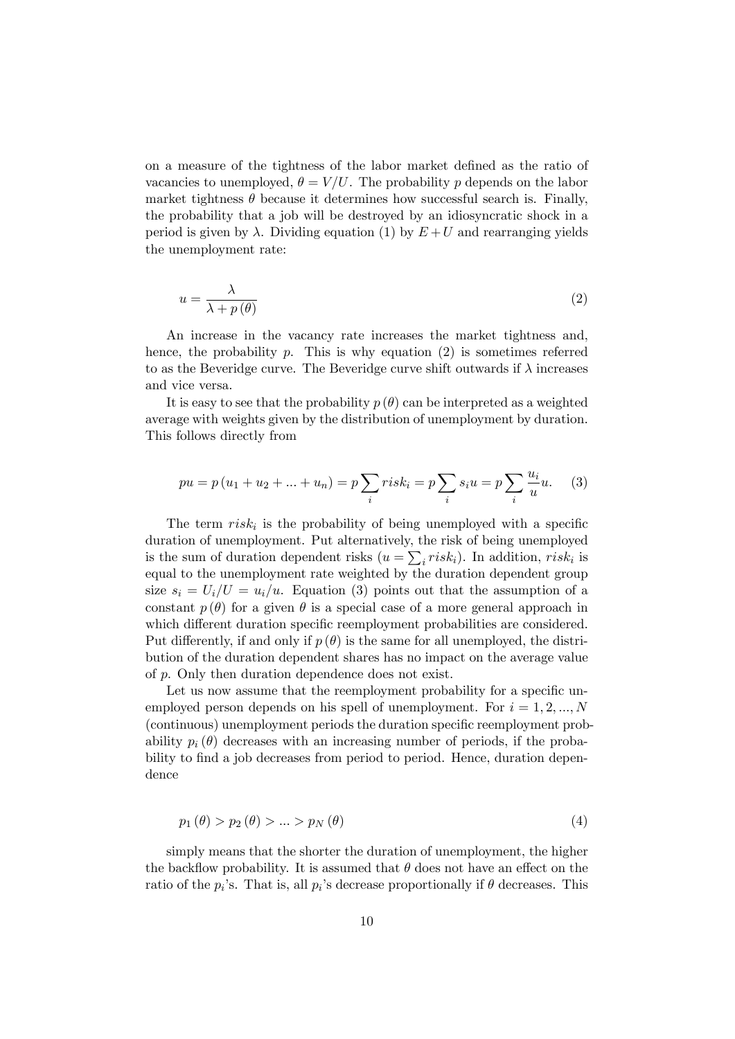on a measure of the tightness of the labor market defined as the ratio of vacancies to unemployed, $\theta = V/U$. The probability $p$ depends on the labor market tightness $\theta$ because it determines how successful search is. Finally, the probability that a job will be destroyed by an idiosyncratic shock in a period is given by $\lambda$. Dividing equation (1) by $E+U$ and rearranging yields the unemployment rate:

$$u = \frac{\lambda}{\lambda + p(\theta)} \tag{2}$$

An increase in the vacancy rate increases the market tightness and, hence, the probability $p$. This is why equation (2) is sometimes referred to as the Beveridge curve. The Beveridge curve shift outwards if $\lambda$ increases and vice versa.

It is easy to see that the probability $p(\theta)$ can be interpreted as a weighted average with weights given by the distribution of unemployment by duration. This follows directly from

$$pu = p(u_1 + u_2 + ... + u_n) = p\sum_i risk_i = p\sum_i s_i u = p\sum_i \frac{u_i}{u}u. \tag{3}$$

The term $risk_i$ is the probability of being unemployed with a specific duration of unemployment. Put alternatively, the risk of being unemployed is the sum of duration dependent risks ($u = \sum_i risk_i$). In addition, $risk_i$ is equal to the unemployment rate weighted by the duration dependent group size $s_i = U_i/U = u_i/u$. Equation (3) points out that the assumption of a constant $p(\theta)$ for a given $\theta$ is a special case of a more general approach in which different duration specific reemployment probabilities are considered. Put differently, if and only if $p(\theta)$ is the same for all unemployed, the distribution of the duration dependent shares has no impact on the average value of $p$. Only then duration dependence does not exist.

Let us now assume that the reemployment probability for a specific unemployed person depends on his spell of unemployment. For $i = 1, 2, ..., N$ (continuous) unemployment periods the duration specific reemployment probability $p_i(\theta)$ decreases with an increasing number of periods, if the probability to find a job decreases from period to period. Hence, duration dependence

$$p_1(\theta) > p_2(\theta) > ... > p_N(\theta) \tag{4}$$

simply means that the shorter the duration of unemployment, the higher the backflow probability. It is assumed that $\theta$ does not have an effect on the ratio of the $p_i$'s. That is, all $p_i$'s decrease proportionally if $\theta$ decreases. This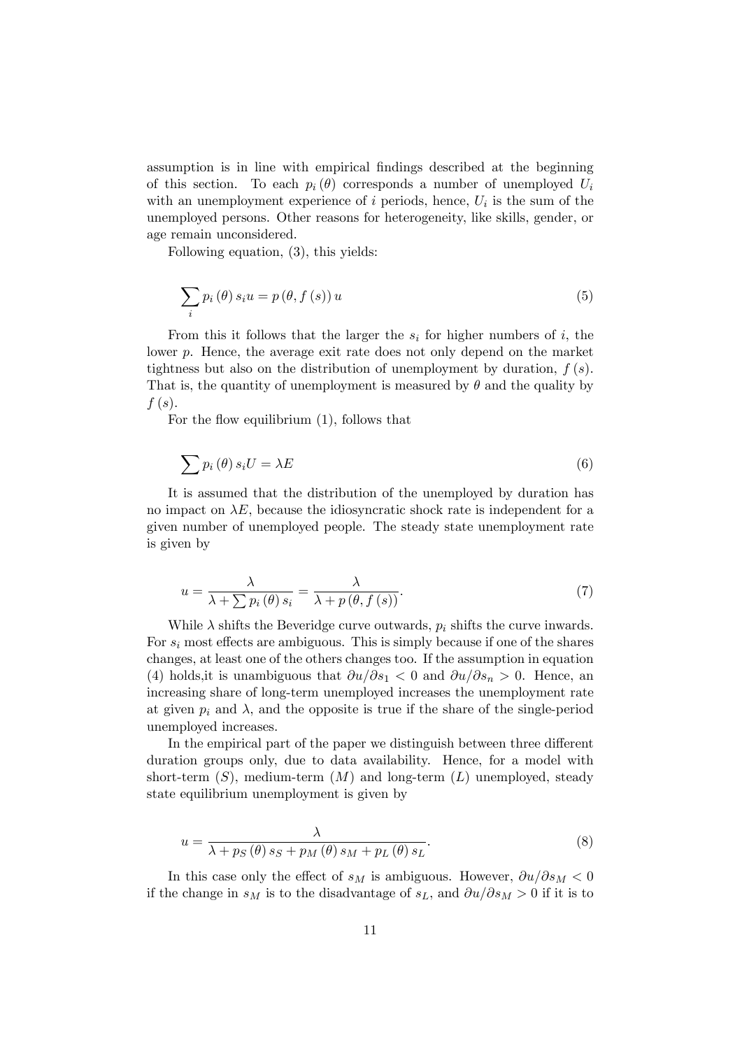assumption is in line with empirical findings described at the beginning of this section. To each $p_i(\theta)$ corresponds a number of unemployed $U_i$ with an unemployment experience of $i$ periods, hence, $U_i$ is the sum of the unemployed persons. Other reasons for heterogeneity, like skills, gender, or age remain unconsidered.

Following equation, (3), this yields:

$$\sum_i p_i(\theta) s_i u = p(\theta, f(s)) u \tag{5}$$

From this it follows that the larger the $s_i$ for higher numbers of $i$, the lower $p$. Hence, the average exit rate does not only depend on the market tightness but also on the distribution of unemployment by duration, $f(s)$. That is, the quantity of unemployment is measured by $\theta$ and the quality by $f(s)$.

For the flow equilibrium (1), follows that

$$\sum p_i(\theta) s_i U = \lambda E \tag{6}$$

It is assumed that the distribution of the unemployed by duration has no impact on $\lambda E$, because the idiosyncratic shock rate is independent for a given number of unemployed people. The steady state unemployment rate is given by

$$u = \frac{\lambda}{\lambda + \sum p_i(\theta) s_i} = \frac{\lambda}{\lambda + p(\theta, f(s))}. \tag{7}$$

While $\lambda$ shifts the Beveridge curve outwards, $p_i$ shifts the curve inwards. For $s_i$ most effects are ambiguous. This is simply because if one of the shares changes, at least one of the others changes too. If the assumption in equation (4) holds,it is unambiguous that $\partial u/\partial s_1 < 0$ and $\partial u/\partial s_n > 0$. Hence, an increasing share of long-term unemployed increases the unemployment rate at given $p_i$ and $\lambda$, and the opposite is true if the share of the single-period unemployed increases.

In the empirical part of the paper we distinguish between three different duration groups only, due to data availability. Hence, for a model with short-term ($S$), medium-term ($M$) and long-term ($L$) unemployed, steady state equilibrium unemployment is given by

$$u = \frac{\lambda}{\lambda + p_S(\theta) s_S + p_M(\theta) s_M + p_L(\theta) s_L}. \tag{8}$$

In this case only the effect of $s_M$ is ambiguous. However, $\partial u/\partial s_M < 0$ if the change in $s_M$ is to the disadvantage of $s_L$, and $\partial u/\partial s_M > 0$ if it is to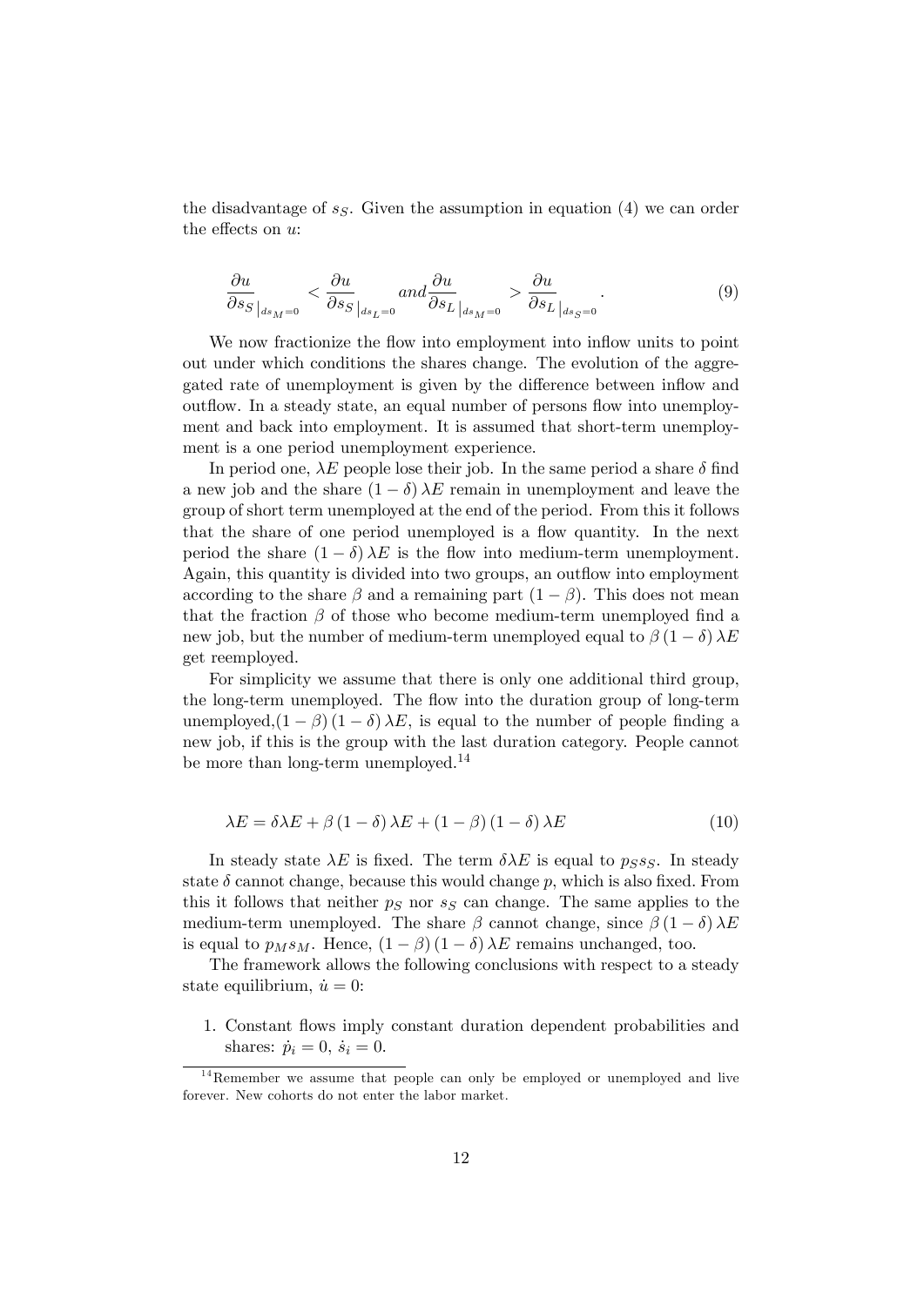the disadvantage of $s_S$. Given the assumption in equation (4) we can order the effects on $u$:

$$\frac{\partial u}{\partial s_S}_{|_{ds_M=0}} < \frac{\partial u}{\partial s_S}_{|_{ds_L=0}} \; and \frac{\partial u}{\partial s_L}_{|_{ds_M=0}} > \frac{\partial u}{\partial s_L}_{|_{ds_S=0}}. \tag{9}$$

We now fractionize the flow into employment into inflow units to point out under which conditions the shares change. The evolution of the aggregated rate of unemployment is given by the difference between inflow and outflow. In a steady state, an equal number of persons flow into unemployment and back into employment. It is assumed that short-term unemployment is a one period unemployment experience.

In period one, $\lambda E$ people lose their job. In the same period a share $\delta$ find a new job and the share $(1-\delta)\lambda E$ remain in unemployment and leave the group of short term unemployed at the end of the period. From this it follows that the share of one period unemployed is a flow quantity. In the next period the share $(1-\delta)\lambda E$ is the flow into medium-term unemployment. Again, this quantity is divided into two groups, an outflow into employment according to the share $\beta$ and a remaining part $(1-\beta)$. This does not mean that the fraction $\beta$ of those who become medium-term unemployed find a new job, but the number of medium-term unemployed equal to $\beta(1-\delta)\lambda E$ get reemployed.

For simplicity we assume that there is only one additional third group, the long-term unemployed. The flow into the duration group of long-term unemployed,$(1-\beta)(1-\delta)\lambda E$, is equal to the number of people finding a new job, if this is the group with the last duration category. People cannot be more than long-term unemployed.[14]

$$\lambda E = \delta\lambda E + \beta(1-\delta)\lambda E + (1-\beta)(1-\delta)\lambda E \tag{10}$$

In steady state $\lambda E$ is fixed. The term $\delta\lambda E$ is equal to $p_S s_S$. In steady state $\delta$ cannot change, because this would change $p$, which is also fixed. From this it follows that neither $p_S$ nor $s_S$ can change. The same applies to the medium-term unemployed. The share $\beta$ cannot change, since $\beta(1-\delta)\lambda E$ is equal to $p_M s_M$. Hence, $(1-\beta)(1-\delta)\lambda E$ remains unchanged, too.

The framework allows the following conclusions with respect to a steady state equilibrium, $\dot{u} = 0$:

1. Constant flows imply constant duration dependent probabilities and shares: $\dot{p}_i = 0$, $\dot{s}_i = 0$.

[14] Remember we assume that people can only be employed or unemployed and live forever. New cohorts do not enter the labor market.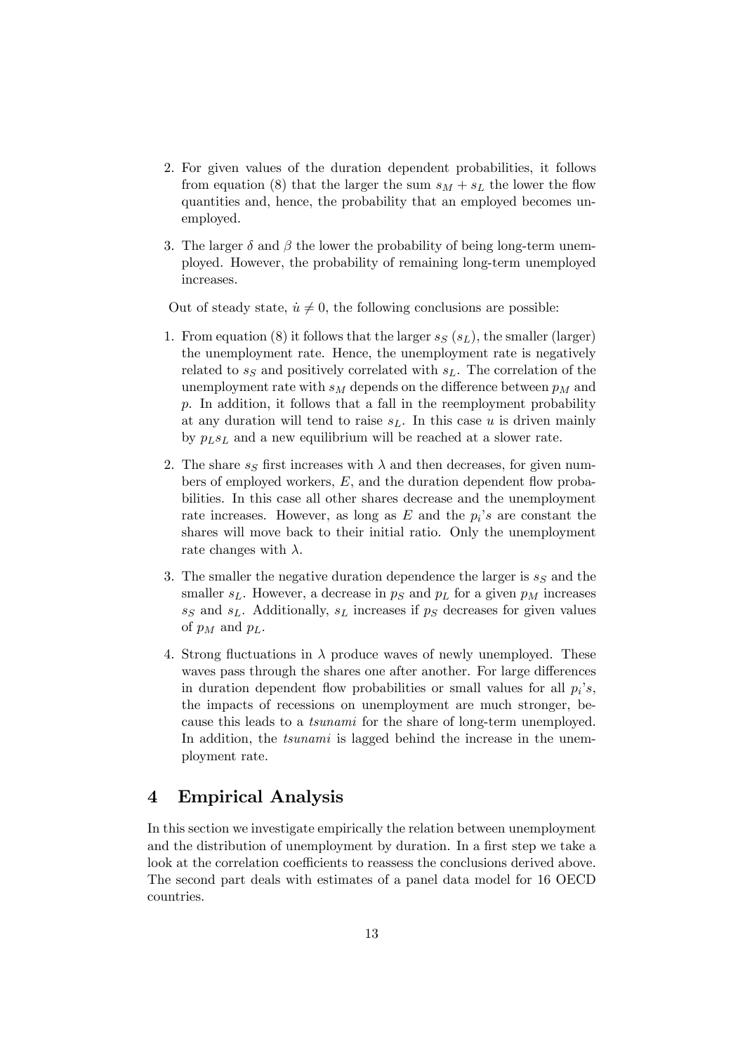2. For given values of the duration dependent probabilities, it follows from equation (8) that the larger the sum $s_M + s_L$ the lower the flow quantities and, hence, the probability that an employed becomes unemployed.

3. The larger $\delta$ and $\beta$ the lower the probability of being long-term unemployed. However, the probability of remaining long-term unemployed increases.

Out of steady state, $\dot{u} \neq 0$, the following conclusions are possible:

1. From equation (8) it follows that the larger $s_S$ ($s_L$), the smaller (larger) the unemployment rate. Hence, the unemployment rate is negatively related to $s_S$ and positively correlated with $s_L$. The correlation of the unemployment rate with $s_M$ depends on the difference between $p_M$ and $p$. In addition, it follows that a fall in the reemployment probability at any duration will tend to raise $s_L$. In this case $u$ is driven mainly by $p_L s_L$ and a new equilibrium will be reached at a slower rate.

2. The share $s_S$ first increases with $\lambda$ and then decreases, for given numbers of employed workers, $E$, and the duration dependent flow probabilities. In this case all other shares decrease and the unemployment rate increases. However, as long as $E$ and the $p_i$'s are constant the shares will move back to their initial ratio. Only the unemployment rate changes with $\lambda$.

3. The smaller the negative duration dependence the larger is $s_S$ and the smaller $s_L$. However, a decrease in $p_S$ and $p_L$ for a given $p_M$ increases $s_S$ and $s_L$. Additionally, $s_L$ increases if $p_S$ decreases for given values of $p_M$ and $p_L$.

4. Strong fluctuations in $\lambda$ produce waves of newly unemployed. These waves pass through the shares one after another. For large differences in duration dependent flow probabilities or small values for all $p_i$'s, the impacts of recessions on unemployment are much stronger, because this leads to a *tsunami* for the share of long-term unemployed. In addition, the *tsunami* is lagged behind the increase in the unemployment rate.

# 4 Empirical Analysis

In this section we investigate empirically the relation between unemployment and the distribution of unemployment by duration. In a first step we take a look at the correlation coefficients to reassess the conclusions derived above. The second part deals with estimates of a panel data model for 16 OECD countries.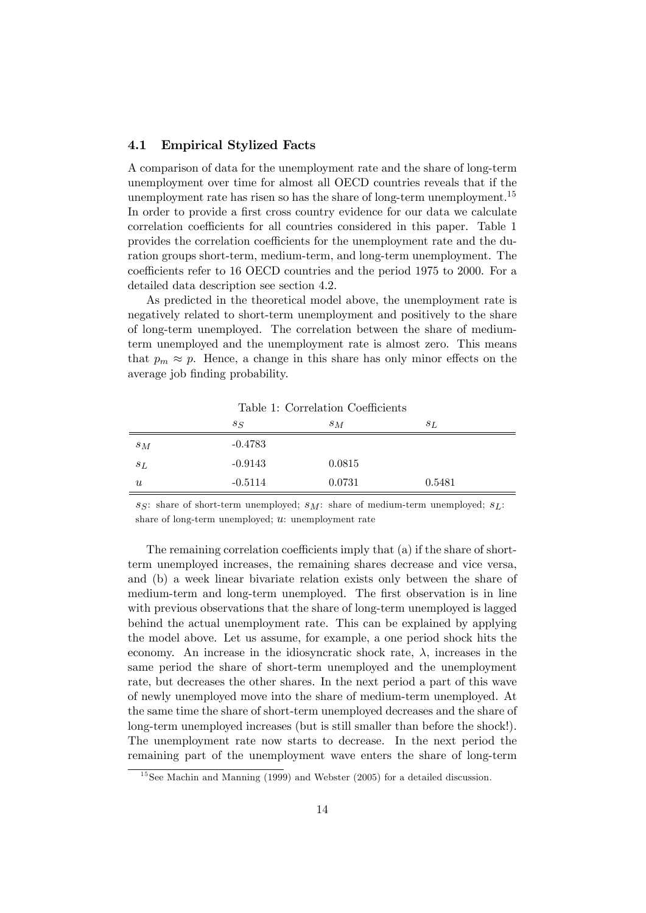### 4.1 Empirical Stylized Facts

A comparison of data for the unemployment rate and the share of long-term unemployment over time for almost all OECD countries reveals that if the unemployment rate has risen so has the share of long-term unemployment.[15] In order to provide a first cross country evidence for our data we calculate correlation coefficients for all countries considered in this paper. Table 1 provides the correlation coefficients for the unemployment rate and the duration groups short-term, medium-term, and long-term unemployment. The coefficients refer to 16 OECD countries and the period 1975 to 2000. For a detailed data description see section 4.2.

As predicted in the theoretical model above, the unemployment rate is negatively related to short-term unemployment and positively to the share of long-term unemployed. The correlation between the share of medium-term unemployed and the unemployment rate is almost zero. This means that $p_m \approx p$. Hence, a change in this share has only minor effects on the average job finding probability.

Table 1: Correlation Coefficients

| | $s_S$ | $s_M$ | $s_L$ |
|---|---|---|---|
| $s_M$ | -0.4783 | | |
| $s_L$ | -0.9143 | 0.0815 | |
| $u$ | -0.5114 | 0.0731 | 0.5481 |

$s_S$: share of short-term unemployed; $s_M$: share of medium-term unemployed; $s_L$: share of long-term unemployed; $u$: unemployment rate

The remaining correlation coefficients imply that (a) if the share of short-term unemployed increases, the remaining shares decrease and vice versa, and (b) a week linear bivariate relation exists only between the share of medium-term and long-term unemployed. The first observation is in line with previous observations that the share of long-term unemployed is lagged behind the actual unemployment rate. This can be explained by applying the model above. Let us assume, for example, a one period shock hits the economy. An increase in the idiosyncratic shock rate, $\lambda$, increases in the same period the share of short-term unemployed and the unemployment rate, but decreases the other shares. In the next period a part of this wave of newly unemployed move into the share of medium-term unemployed. At the same time the share of short-term unemployed decreases and the share of long-term unemployed increases (but is still smaller than before the shock!). The unemployment rate now starts to decrease. In the next period the remaining part of the unemployment wave enters the share of long-term

[15] See Machin and Manning (1999) and Webster (2005) for a detailed discussion.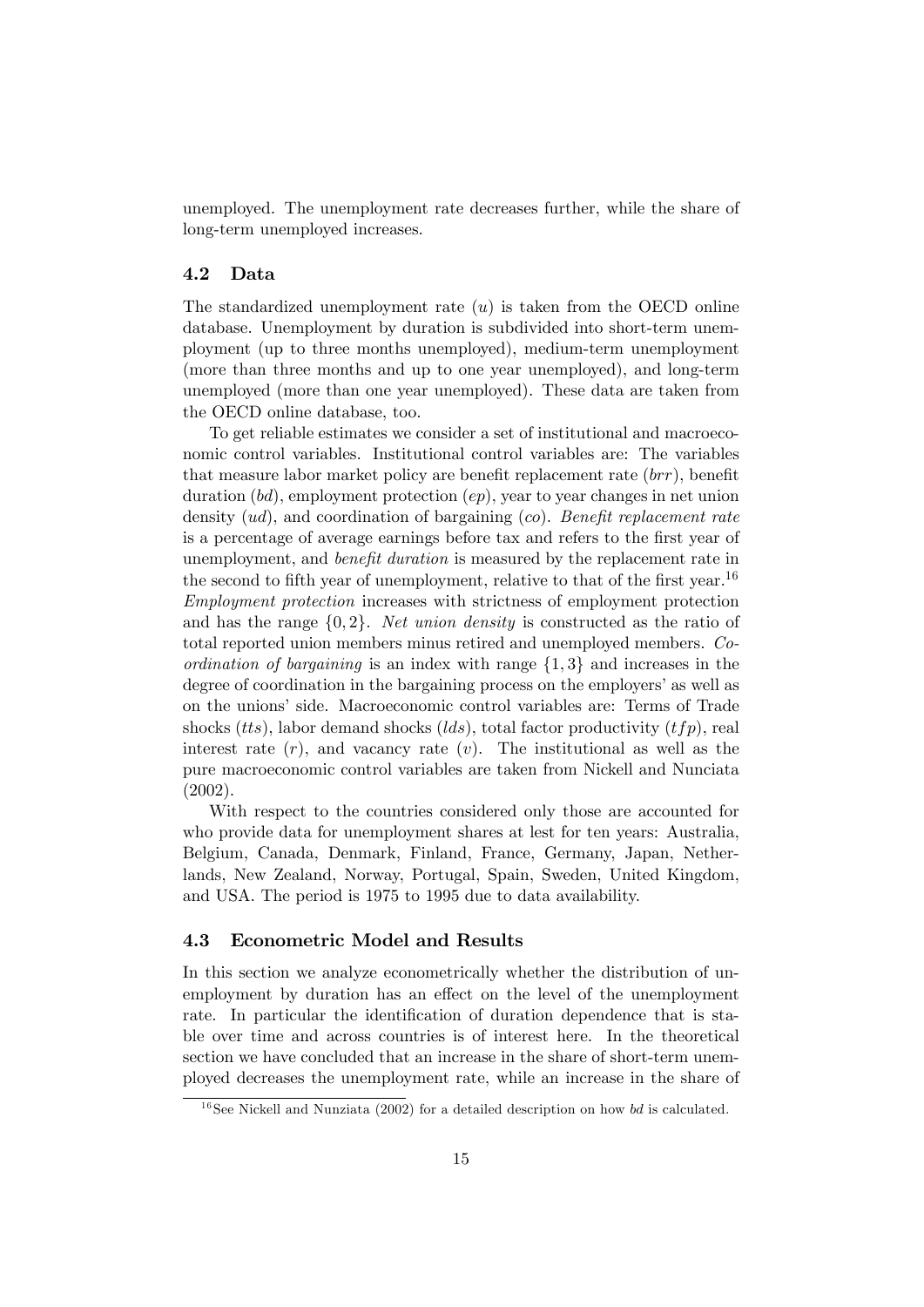unemployed. The unemployment rate decreases further, while the share of long-term unemployed increases.

### 4.2 Data

The standardized unemployment rate ($u$) is taken from the OECD online database. Unemployment by duration is subdivided into short-term unemployment (up to three months unemployed), medium-term unemployment (more than three months and up to one year unemployed), and long-term unemployed (more than one year unemployed). These data are taken from the OECD online database, too.

To get reliable estimates we consider a set of institutional and macroeconomic control variables. Institutional control variables are: The variables that measure labor market policy are benefit replacement rate ($brr$), benefit duration ($bd$), employment protection ($ep$), year to year changes in net union density ($ud$), and coordination of bargaining ($co$). *Benefit replacement rate* is a percentage of average earnings before tax and refers to the first year of unemployment, and *benefit duration* is measured by the replacement rate in the second to fifth year of unemployment, relative to that of the first year.[16] *Employment protection* increases with strictness of employment protection and has the range $\{0, 2\}$. *Net union density* is constructed as the ratio of total reported union members minus retired and unemployed members. *Coordination of bargaining* is an index with range $\{1, 3\}$ and increases in the degree of coordination in the bargaining process on the employers' as well as on the unions' side. Macroeconomic control variables are: Terms of Trade shocks ($tts$), labor demand shocks ($lds$), total factor productivity ($tfp$), real interest rate ($r$), and vacancy rate ($v$). The institutional as well as the pure macroeconomic control variables are taken from Nickell and Nunciata (2002).

With respect to the countries considered only those are accounted for who provide data for unemployment shares at lest for ten years: Australia, Belgium, Canada, Denmark, Finland, France, Germany, Japan, Netherlands, New Zealand, Norway, Portugal, Spain, Sweden, United Kingdom, and USA. The period is 1975 to 1995 due to data availability.

### 4.3 Econometric Model and Results

In this section we analyze econometrically whether the distribution of unemployment by duration has an effect on the level of the unemployment rate. In particular the identification of duration dependence that is stable over time and across countries is of interest here. In the theoretical section we have concluded that an increase in the share of short-term unemployed decreases the unemployment rate, while an increase in the share of

[16] See Nickell and Nunziata (2002) for a detailed description on how $bd$ is calculated.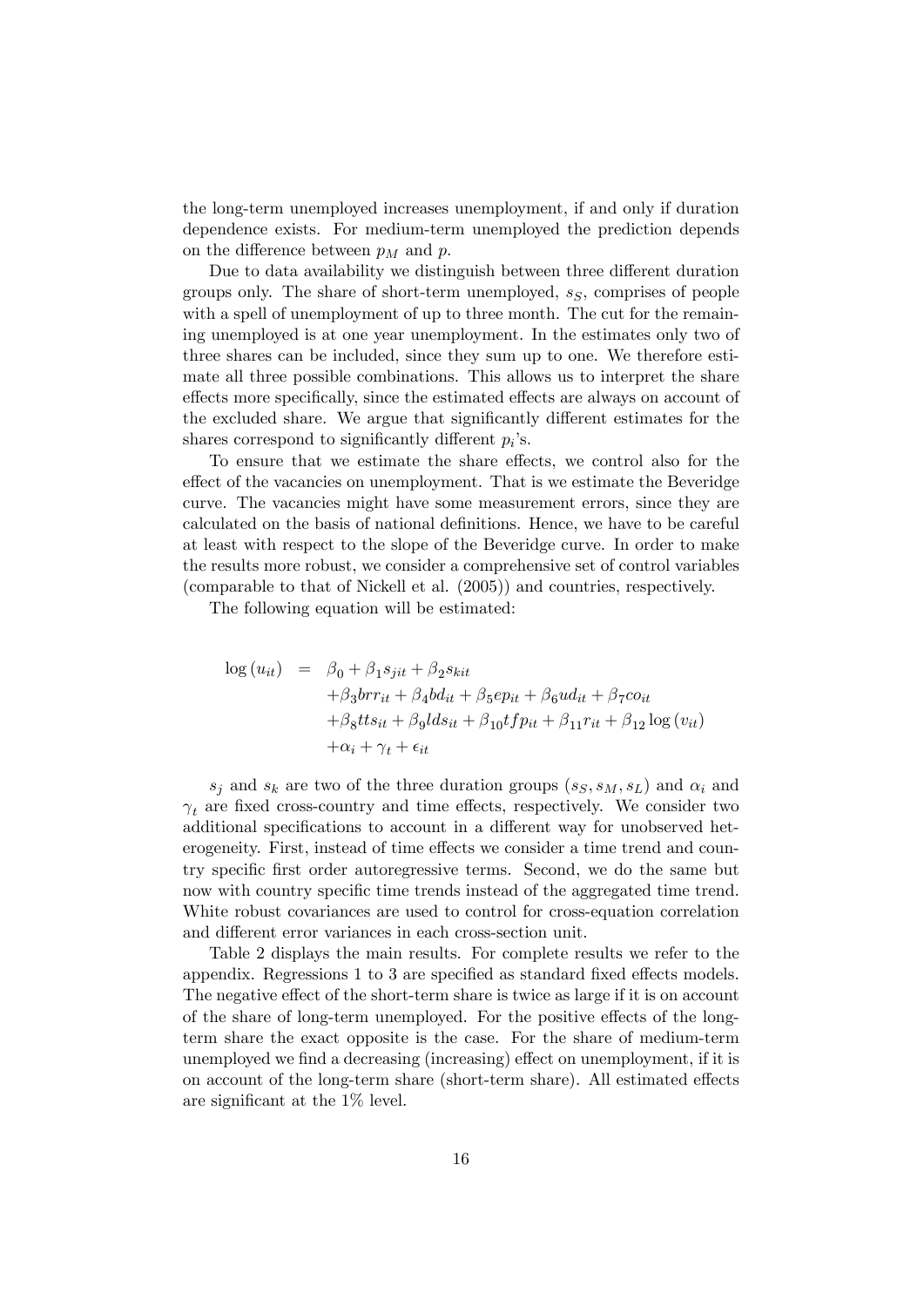the long-term unemployed increases unemployment, if and only if duration dependence exists. For medium-term unemployed the prediction depends on the difference between $p_M$ and $p$.

Due to data availability we distinguish between three different duration groups only. The share of short-term unemployed, $s_S$, comprises of people with a spell of unemployment of up to three month. The cut for the remaining unemployed is at one year unemployment. In the estimates only two of three shares can be included, since they sum up to one. We therefore estimate all three possible combinations. This allows us to interpret the share effects more specifically, since the estimated effects are always on account of the excluded share. We argue that significantly different estimates for the shares correspond to significantly different $p_i$'s.

To ensure that we estimate the share effects, we control also for the effect of the vacancies on unemployment. That is we estimate the Beveridge curve. The vacancies might have some measurement errors, since they are calculated on the basis of national definitions. Hence, we have to be careful at least with respect to the slope of the Beveridge curve. In order to make the results more robust, we consider a comprehensive set of control variables (comparable to that of Nickell et al. (2005)) and countries, respectively.

The following equation will be estimated:

$$
\begin{aligned}
\log(u_{it}) \quad = \quad & \beta_0 + \beta_1 s_{jit} + \beta_2 s_{kit} \\
& + \beta_3 brr_{it} + \beta_4 bd_{it} + \beta_5 ep_{it} + \beta_6 ud_{it} + \beta_7 co_{it} \\
& + \beta_8 tts_{it} + \beta_9 lds_{it} + \beta_{10} tfp_{it} + \beta_{11} r_{it} + \beta_{12} \log(v_{it}) \\
& + \alpha_i + \gamma_t + \epsilon_{it}
\end{aligned}
$$

$s_j$ and $s_k$ are two of the three duration groups $(s_S, s_M, s_L)$ and $\alpha_i$ and $\gamma_t$ are fixed cross-country and time effects, respectively. We consider two additional specifications to account in a different way for unobserved heterogeneity. First, instead of time effects we consider a time trend and country specific first order autoregressive terms. Second, we do the same but now with country specific time trends instead of the aggregated time trend. White robust covariances are used to control for cross-equation correlation and different error variances in each cross-section unit.

Table 2 displays the main results. For complete results we refer to the appendix. Regressions 1 to 3 are specified as standard fixed effects models. The negative effect of the short-term share is twice as large if it is on account of the share of long-term unemployed. For the positive effects of the long-term share the exact opposite is the case. For the share of medium-term unemployed we find a decreasing (increasing) effect on unemployment, if it is on account of the long-term share (short-term share). All estimated effects are significant at the 1% level.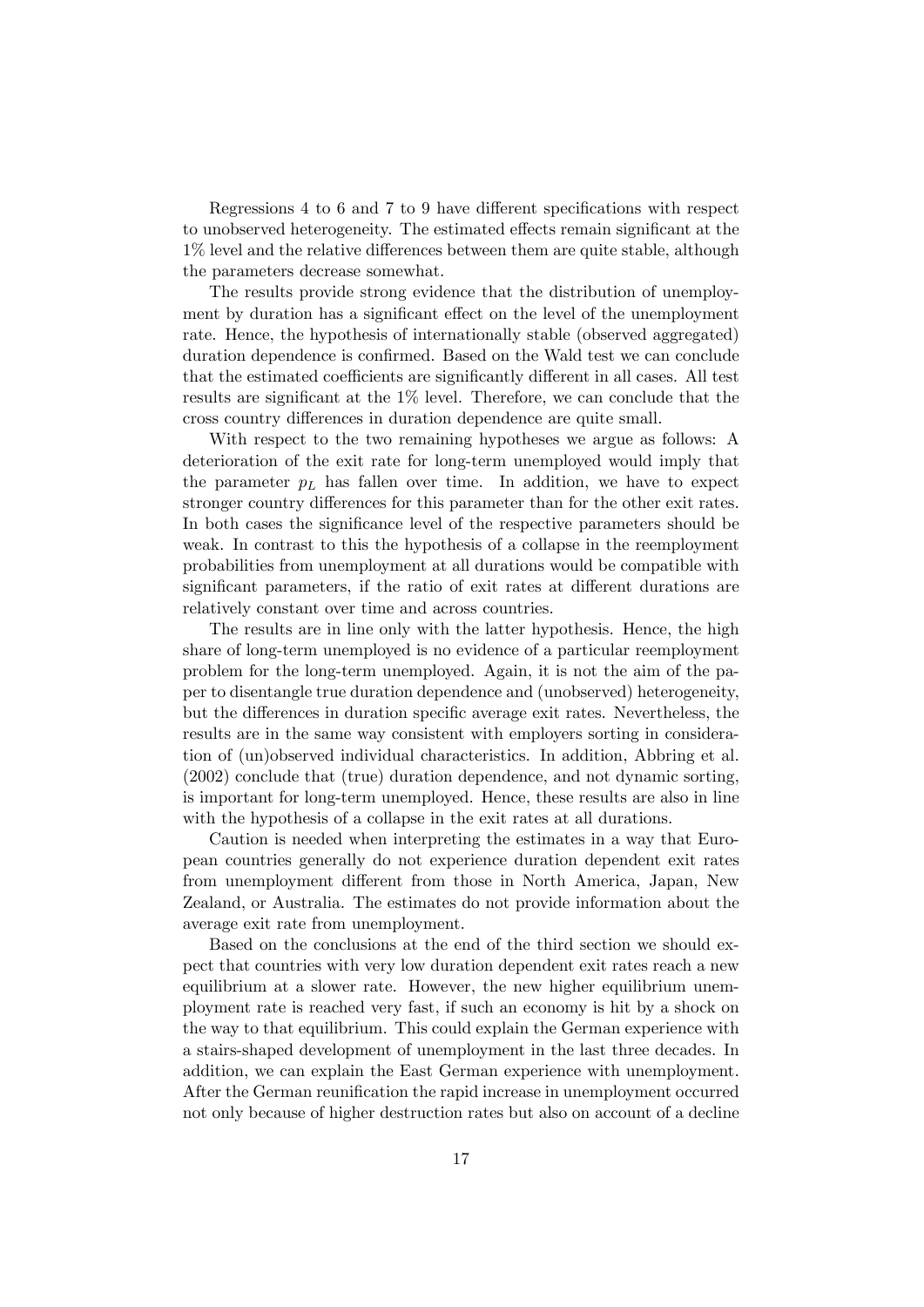Regressions 4 to 6 and 7 to 9 have different specifications with respect to unobserved heterogeneity. The estimated effects remain significant at the 1% level and the relative differences between them are quite stable, although the parameters decrease somewhat.

The results provide strong evidence that the distribution of unemployment by duration has a significant effect on the level of the unemployment rate. Hence, the hypothesis of internationally stable (observed aggregated) duration dependence is confirmed. Based on the Wald test we can conclude that the estimated coefficients are significantly different in all cases. All test results are significant at the 1% level. Therefore, we can conclude that the cross country differences in duration dependence are quite small.

With respect to the two remaining hypotheses we argue as follows: A deterioration of the exit rate for long-term unemployed would imply that the parameter $p_L$ has fallen over time. In addition, we have to expect stronger country differences for this parameter than for the other exit rates. In both cases the significance level of the respective parameters should be weak. In contrast to this the hypothesis of a collapse in the reemployment probabilities from unemployment at all durations would be compatible with significant parameters, if the ratio of exit rates at different durations are relatively constant over time and across countries.

The results are in line only with the latter hypothesis. Hence, the high share of long-term unemployed is no evidence of a particular reemployment problem for the long-term unemployed. Again, it is not the aim of the paper to disentangle true duration dependence and (unobserved) heterogeneity, but the differences in duration specific average exit rates. Nevertheless, the results are in the same way consistent with employers sorting in consideration of (un)observed individual characteristics. In addition, Abbring et al. (2002) conclude that (true) duration dependence, and not dynamic sorting, is important for long-term unemployed. Hence, these results are also in line with the hypothesis of a collapse in the exit rates at all durations.

Caution is needed when interpreting the estimates in a way that European countries generally do not experience duration dependent exit rates from unemployment different from those in North America, Japan, New Zealand, or Australia. The estimates do not provide information about the average exit rate from unemployment.

Based on the conclusions at the end of the third section we should expect that countries with very low duration dependent exit rates reach a new equilibrium at a slower rate. However, the new higher equilibrium unemployment rate is reached very fast, if such an economy is hit by a shock on the way to that equilibrium. This could explain the German experience with a stairs-shaped development of unemployment in the last three decades. In addition, we can explain the East German experience with unemployment. After the German reunification the rapid increase in unemployment occurred not only because of higher destruction rates but also on account of a decline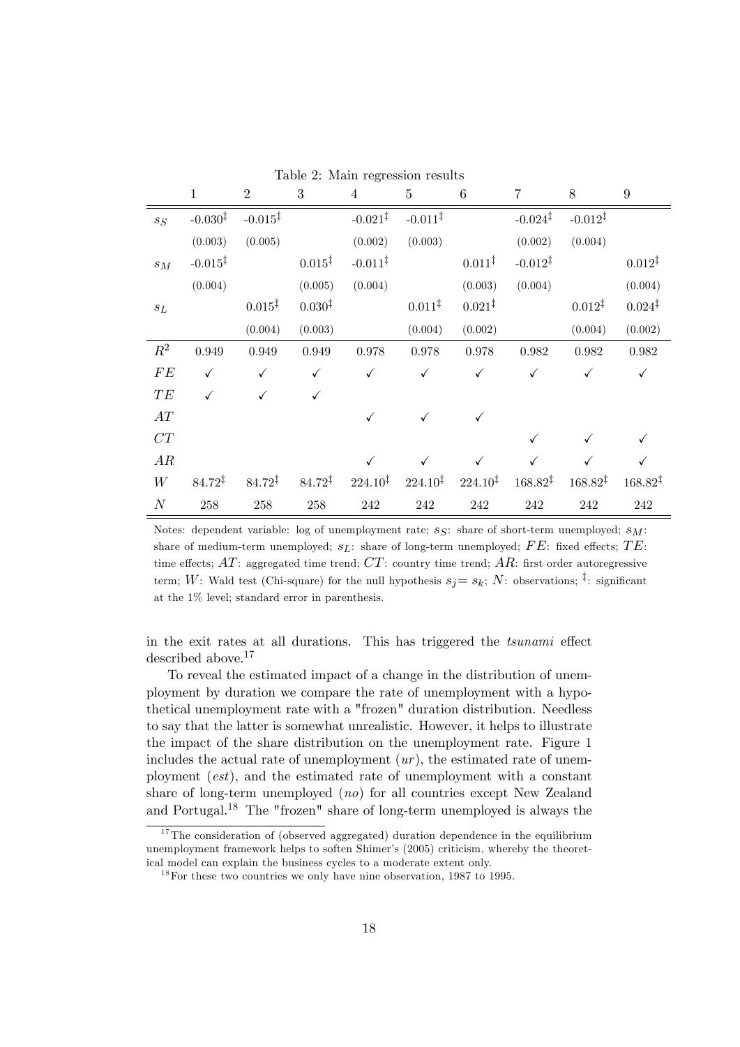Table 2: Main regression results

| | 1 | 2 | 3 | 4 | 5 | 6 | 7 | 8 | 9 |
|---|---|---|---|---|---|---|---|---|---|
| $s_S$ | -0.030$^{\ddagger}$ | -0.015$^{\ddagger}$ | | -0.021$^{\ddagger}$ | -0.011$^{\ddagger}$ | | -0.024$^{\ddagger}$ | -0.012$^{\ddagger}$ | |
| | (0.003) | (0.005) | | (0.002) | (0.003) | | (0.002) | (0.004) | |
| $s_M$ | -0.015$^{\ddagger}$ | | 0.015$^{\ddagger}$ | -0.011$^{\ddagger}$ | | 0.011$^{\ddagger}$ | -0.012$^{\ddagger}$ | | 0.012$^{\ddagger}$ |
| | (0.004) | | (0.005) | (0.004) | | (0.003) | (0.004) | | (0.004) |
| $s_L$ | | 0.015$^{\ddagger}$ | 0.030$^{\ddagger}$ | | 0.011$^{\ddagger}$ | 0.021$^{\ddagger}$ | | 0.012$^{\ddagger}$ | 0.024$^{\ddagger}$ |
| | | (0.004) | (0.003) | | (0.004) | (0.002) | | (0.004) | (0.002) |
| $R^2$ | 0.949 | 0.949 | 0.949 | 0.978 | 0.978 | 0.978 | 0.982 | 0.982 | 0.982 |
| $FE$ | ✓ | ✓ | ✓ | ✓ | ✓ | ✓ | ✓ | ✓ | ✓ |
| $TE$ | ✓ | ✓ | ✓ | | | | | | |
| $AT$ | | | | ✓ | ✓ | ✓ | | | |
| $CT$ | | | | | | | ✓ | ✓ | ✓ |
| $AR$ | | | | ✓ | ✓ | ✓ | ✓ | ✓ | ✓ |
| $W$ | 84.72$^{\ddagger}$ | 84.72$^{\ddagger}$ | 84.72$^{\ddagger}$ | 224.10$^{\ddagger}$ | 224.10$^{\ddagger}$ | 224.10$^{\ddagger}$ | 168.82$^{\ddagger}$ | 168.82$^{\ddagger}$ | 168.82$^{\ddagger}$ |
| $N$ | 258 | 258 | 258 | 242 | 242 | 242 | 242 | 242 | 242 |

Notes: dependent variable: log of unemployment rate; $s_S$: share of short-term unemployed; $s_M$: share of medium-term unemployed; $s_L$: share of long-term unemployed; $FE$: fixed effects; $TE$: time effects; $AT$: aggregated time trend; $CT$: country time trend; $AR$: first order autoregressive term; $W$: Wald test (Chi-square) for the null hypothesis $s_j = s_k$; $N$: observations; $^{\ddagger}$: significant at the 1% level; standard error in parenthesis.

in the exit rates at all durations. This has triggered the *tsunami* effect described above.[17]

To reveal the estimated impact of a change in the distribution of unemployment by duration we compare the rate of unemployment with a hypothetical unemployment rate with a "frozen" duration distribution. Needless to say that the latter is somewhat unrealistic. However, it helps to illustrate the impact of the share distribution on the unemployment rate. Figure 1 includes the actual rate of unemployment ($ur$), the estimated rate of unemployment ($est$), and the estimated rate of unemployment with a constant share of long-term unemployed ($no$) for all countries except New Zealand and Portugal.[18] The "frozen" share of long-term unemployed is always the

[17] The consideration of (observed aggregated) duration dependence in the equilibrium unemployment framework helps to soften Shimer's (2005) criticism, whereby the theoretical model can explain the business cycles to a moderate extent only.

[18] For these two countries we only have nine observation, 1987 to 1995.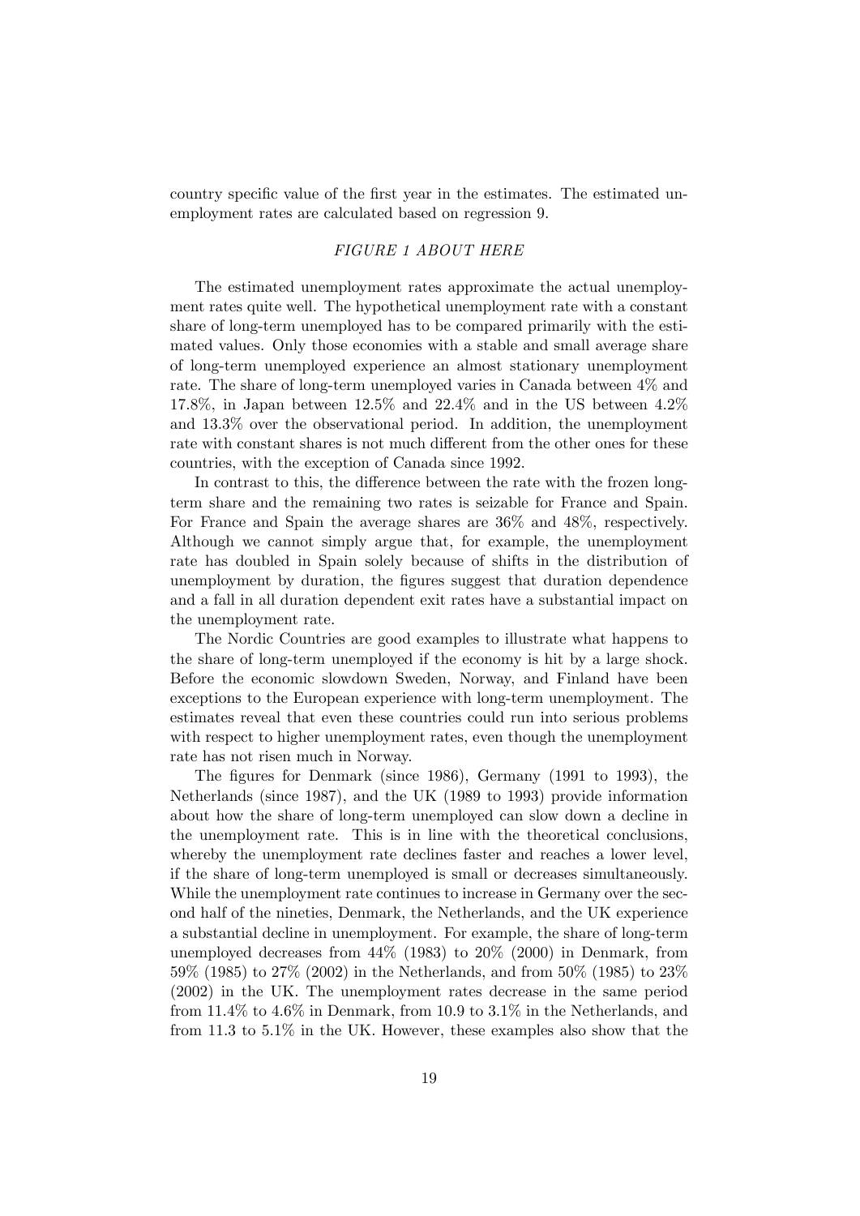country specific value of the first year in the estimates. The estimated unemployment rates are calculated based on regression 9.

*FIGURE 1 ABOUT HERE*

The estimated unemployment rates approximate the actual unemployment rates quite well. The hypothetical unemployment rate with a constant share of long-term unemployed has to be compared primarily with the estimated values. Only those economies with a stable and small average share of long-term unemployed experience an almost stationary unemployment rate. The share of long-term unemployed varies in Canada between 4% and 17.8%, in Japan between 12.5% and 22.4% and in the US between 4.2% and 13.3% over the observational period. In addition, the unemployment rate with constant shares is not much different from the other ones for these countries, with the exception of Canada since 1992.

In contrast to this, the difference between the rate with the frozen long-term share and the remaining two rates is seizable for France and Spain. For France and Spain the average shares are 36% and 48%, respectively. Although we cannot simply argue that, for example, the unemployment rate has doubled in Spain solely because of shifts in the distribution of unemployment by duration, the figures suggest that duration dependence and a fall in all duration dependent exit rates have a substantial impact on the unemployment rate.

The Nordic Countries are good examples to illustrate what happens to the share of long-term unemployed if the economy is hit by a large shock. Before the economic slowdown Sweden, Norway, and Finland have been exceptions to the European experience with long-term unemployment. The estimates reveal that even these countries could run into serious problems with respect to higher unemployment rates, even though the unemployment rate has not risen much in Norway.

The figures for Denmark (since 1986), Germany (1991 to 1993), the Netherlands (since 1987), and the UK (1989 to 1993) provide information about how the share of long-term unemployed can slow down a decline in the unemployment rate. This is in line with the theoretical conclusions, whereby the unemployment rate declines faster and reaches a lower level, if the share of long-term unemployed is small or decreases simultaneously. While the unemployment rate continues to increase in Germany over the second half of the nineties, Denmark, the Netherlands, and the UK experience a substantial decline in unemployment. For example, the share of long-term unemployed decreases from 44% (1983) to 20% (2000) in Denmark, from 59% (1985) to 27% (2002) in the Netherlands, and from 50% (1985) to 23% (2002) in the UK. The unemployment rates decrease in the same period from 11.4% to 4.6% in Denmark, from 10.9 to 3.1% in the Netherlands, and from 11.3 to 5.1% in the UK. However, these examples also show that the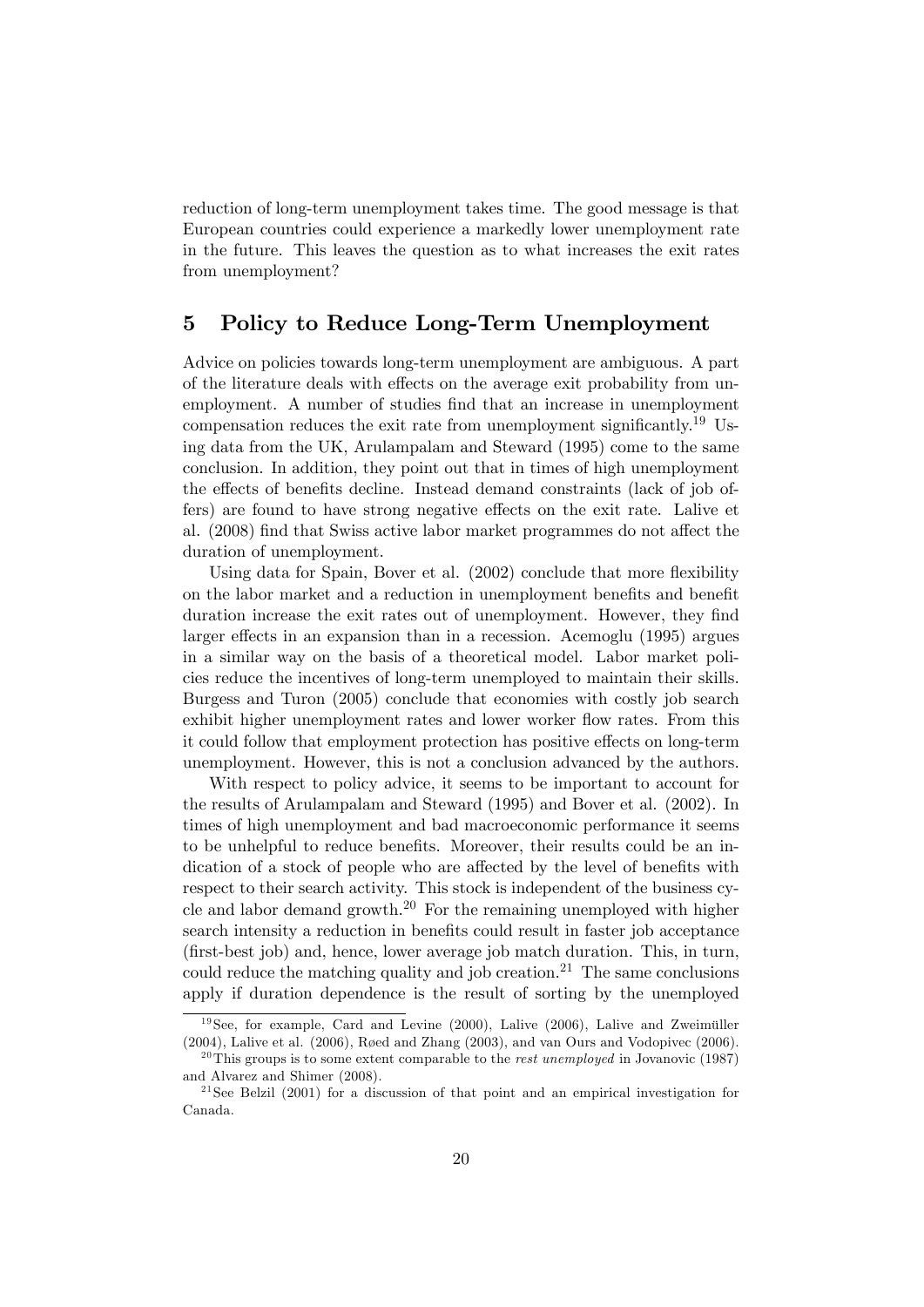reduction of long-term unemployment takes time. The good message is that European countries could experience a markedly lower unemployment rate in the future. This leaves the question as to what increases the exit rates from unemployment?

## 5 Policy to Reduce Long-Term Unemployment

Advice on policies towards long-term unemployment are ambiguous. A part of the literature deals with effects on the average exit probability from unemployment. A number of studies find that an increase in unemployment compensation reduces the exit rate from unemployment significantly.[19] Using data from the UK, Arulampalam and Steward (1995) come to the same conclusion. In addition, they point out that in times of high unemployment the effects of benefits decline. Instead demand constraints (lack of job offers) are found to have strong negative effects on the exit rate. Lalive et al. (2008) find that Swiss active labor market programmes do not affect the duration of unemployment.

Using data for Spain, Bover et al. (2002) conclude that more flexibility on the labor market and a reduction in unemployment benefits and benefit duration increase the exit rates out of unemployment. However, they find larger effects in an expansion than in a recession. Acemoglu (1995) argues in a similar way on the basis of a theoretical model. Labor market policies reduce the incentives of long-term unemployed to maintain their skills. Burgess and Turon (2005) conclude that economies with costly job search exhibit higher unemployment rates and lower worker flow rates. From this it could follow that employment protection has positive effects on long-term unemployment. However, this is not a conclusion advanced by the authors.

With respect to policy advice, it seems to be important to account for the results of Arulampalam and Steward (1995) and Bover et al. (2002). In times of high unemployment and bad macroeconomic performance it seems to be unhelpful to reduce benefits. Moreover, their results could be an indication of a stock of people who are affected by the level of benefits with respect to their search activity. This stock is independent of the business cycle and labor demand growth.[20] For the remaining unemployed with higher search intensity a reduction in benefits could result in faster job acceptance (first-best job) and, hence, lower average job match duration. This, in turn, could reduce the matching quality and job creation.[21] The same conclusions apply if duration dependence is the result of sorting by the unemployed

---

[19] See, for example, Card and Levine (2000), Lalive (2006), Lalive and Zweimüller (2004), Lalive et al. (2006), Røed and Zhang (2003), and van Ours and Vodopivec (2006).

[20] This groups is to some extent comparable to the *rest unemployed* in Jovanovic (1987) and Alvarez and Shimer (2008).

[21] See Belzil (2001) for a discussion of that point and an empirical investigation for Canada.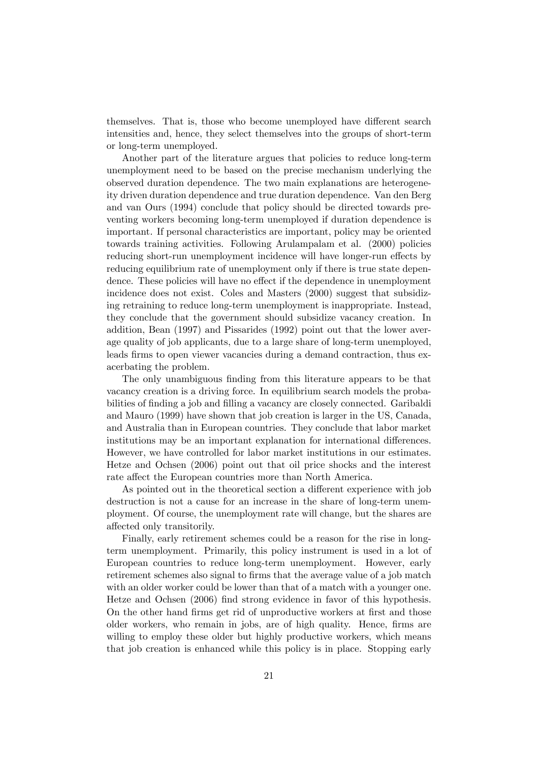themselves. That is, those who become unemployed have different search intensities and, hence, they select themselves into the groups of short-term or long-term unemployed.

Another part of the literature argues that policies to reduce long-term unemployment need to be based on the precise mechanism underlying the observed duration dependence. The two main explanations are heterogeneity driven duration dependence and true duration dependence. Van den Berg and van Ours (1994) conclude that policy should be directed towards preventing workers becoming long-term unemployed if duration dependence is important. If personal characteristics are important, policy may be oriented towards training activities. Following Arulampalam et al. (2000) policies reducing short-run unemployment incidence will have longer-run effects by reducing equilibrium rate of unemployment only if there is true state dependence. These policies will have no effect if the dependence in unemployment incidence does not exist. Coles and Masters (2000) suggest that subsidizing retraining to reduce long-term unemployment is inappropriate. Instead, they conclude that the government should subsidize vacancy creation. In addition, Bean (1997) and Pissarides (1992) point out that the lower average quality of job applicants, due to a large share of long-term unemployed, leads firms to open viewer vacancies during a demand contraction, thus exacerbating the problem.

The only unambiguous finding from this literature appears to be that vacancy creation is a driving force. In equilibrium search models the probabilities of finding a job and filling a vacancy are closely connected. Garibaldi and Mauro (1999) have shown that job creation is larger in the US, Canada, and Australia than in European countries. They conclude that labor market institutions may be an important explanation for international differences. However, we have controlled for labor market institutions in our estimates. Hetze and Ochsen (2006) point out that oil price shocks and the interest rate affect the European countries more than North America.

As pointed out in the theoretical section a different experience with job destruction is not a cause for an increase in the share of long-term unemployment. Of course, the unemployment rate will change, but the shares are affected only transitorily.

Finally, early retirement schemes could be a reason for the rise in long-term unemployment. Primarily, this policy instrument is used in a lot of European countries to reduce long-term unemployment. However, early retirement schemes also signal to firms that the average value of a job match with an older worker could be lower than that of a match with a younger one. Hetze and Ochsen (2006) find strong evidence in favor of this hypothesis. On the other hand firms get rid of unproductive workers at first and those older workers, who remain in jobs, are of high quality. Hence, firms are willing to employ these older but highly productive workers, which means that job creation is enhanced while this policy is in place. Stopping early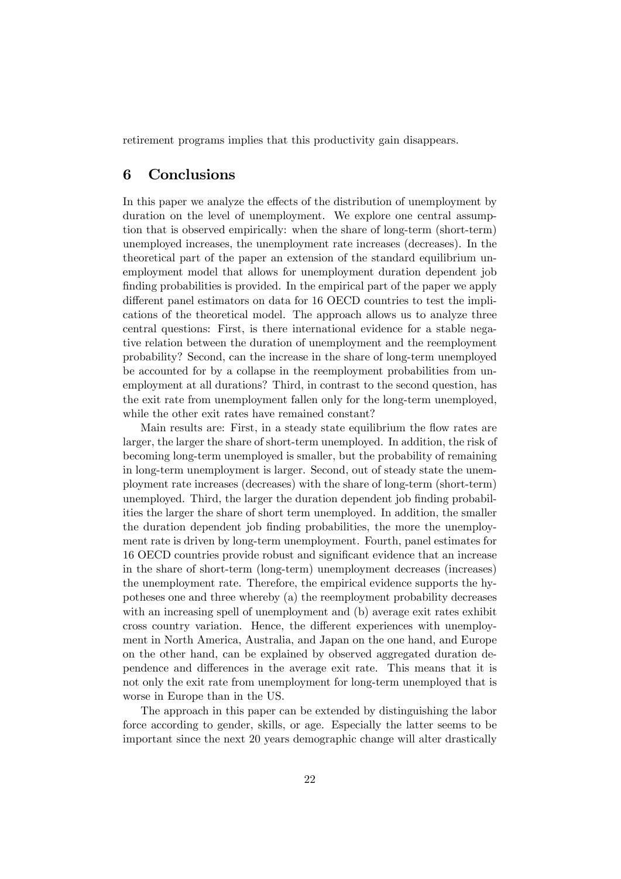retirement programs implies that this productivity gain disappears.

## 6 Conclusions

In this paper we analyze the effects of the distribution of unemployment by duration on the level of unemployment. We explore one central assumption that is observed empirically: when the share of long-term (short-term) unemployed increases, the unemployment rate increases (decreases). In the theoretical part of the paper an extension of the standard equilibrium unemployment model that allows for unemployment duration dependent job finding probabilities is provided. In the empirical part of the paper we apply different panel estimators on data for 16 OECD countries to test the implications of the theoretical model. The approach allows us to analyze three central questions: First, is there international evidence for a stable negative relation between the duration of unemployment and the reemployment probability? Second, can the increase in the share of long-term unemployed be accounted for by a collapse in the reemployment probabilities from unemployment at all durations? Third, in contrast to the second question, has the exit rate from unemployment fallen only for the long-term unemployed, while the other exit rates have remained constant?

Main results are: First, in a steady state equilibrium the flow rates are larger, the larger the share of short-term unemployed. In addition, the risk of becoming long-term unemployed is smaller, but the probability of remaining in long-term unemployment is larger. Second, out of steady state the unemployment rate increases (decreases) with the share of long-term (short-term) unemployed. Third, the larger the duration dependent job finding probabilities the larger the share of short term unemployed. In addition, the smaller the duration dependent job finding probabilities, the more the unemployment rate is driven by long-term unemployment. Fourth, panel estimates for 16 OECD countries provide robust and significant evidence that an increase in the share of short-term (long-term) unemployment decreases (increases) the unemployment rate. Therefore, the empirical evidence supports the hypotheses one and three whereby (a) the reemployment probability decreases with an increasing spell of unemployment and (b) average exit rates exhibit cross country variation. Hence, the different experiences with unemployment in North America, Australia, and Japan on the one hand, and Europe on the other hand, can be explained by observed aggregated duration dependence and differences in the average exit rate. This means that it is not only the exit rate from unemployment for long-term unemployed that is worse in Europe than in the US.

The approach in this paper can be extended by distinguishing the labor force according to gender, skills, or age. Especially the latter seems to be important since the next 20 years demographic change will alter drastically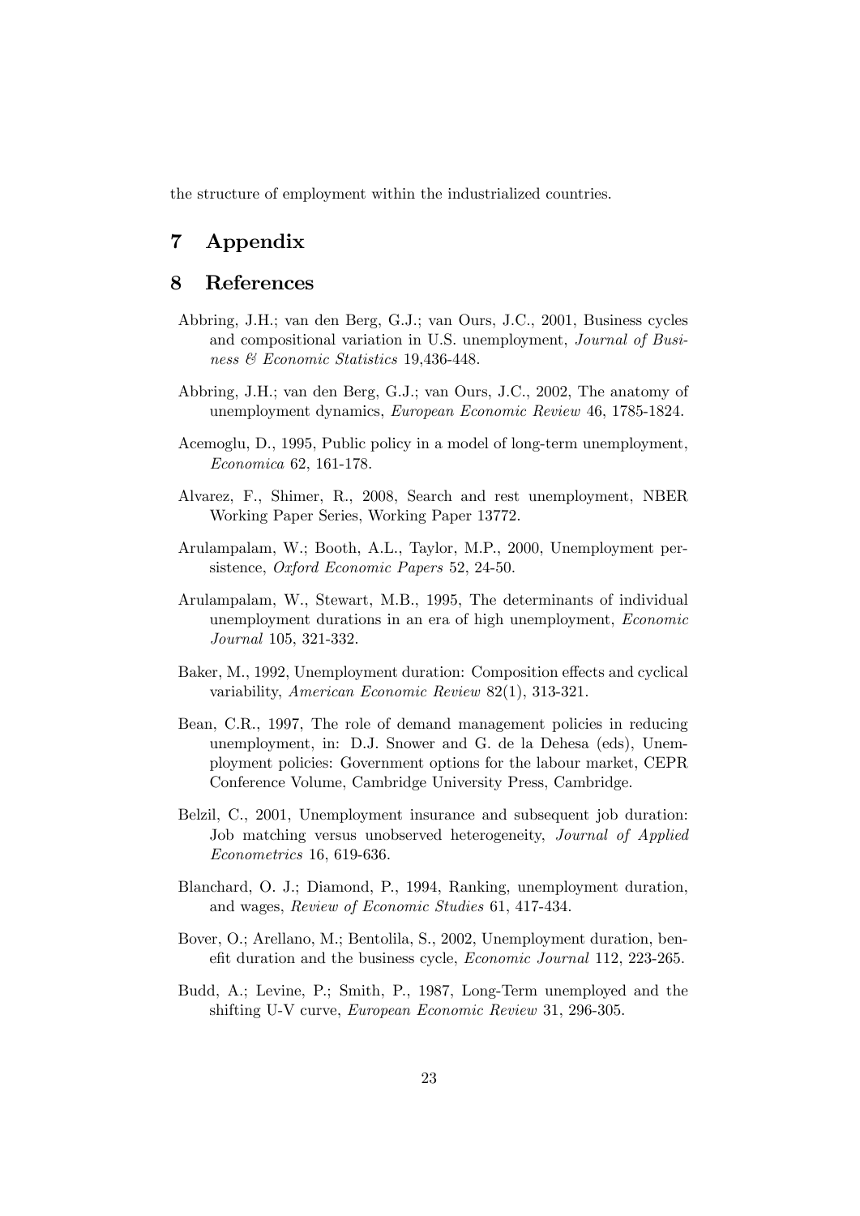the structure of employment within the industrialized countries.

# 7 Appendix

# 8 References

Abbring, J.H.; van den Berg, G.J.; van Ours, J.C., 2001, Business cycles and compositional variation in U.S. unemployment, *Journal of Business & Economic Statistics* 19,436-448.

Abbring, J.H.; van den Berg, G.J.; van Ours, J.C., 2002, The anatomy of unemployment dynamics, *European Economic Review* 46, 1785-1824.

Acemoglu, D., 1995, Public policy in a model of long-term unemployment, *Economica* 62, 161-178.

Alvarez, F., Shimer, R., 2008, Search and rest unemployment, NBER Working Paper Series, Working Paper 13772.

Arulampalam, W.; Booth, A.L., Taylor, M.P., 2000, Unemployment persistence, *Oxford Economic Papers* 52, 24-50.

Arulampalam, W., Stewart, M.B., 1995, The determinants of individual unemployment durations in an era of high unemployment, *Economic Journal* 105, 321-332.

Baker, M., 1992, Unemployment duration: Composition effects and cyclical variability, *American Economic Review* 82(1), 313-321.

Bean, C.R., 1997, The role of demand management policies in reducing unemployment, in: D.J. Snower and G. de la Dehesa (eds), Unemployment policies: Government options for the labour market, CEPR Conference Volume, Cambridge University Press, Cambridge.

Belzil, C., 2001, Unemployment insurance and subsequent job duration: Job matching versus unobserved heterogeneity, *Journal of Applied Econometrics* 16, 619-636.

Blanchard, O. J.; Diamond, P., 1994, Ranking, unemployment duration, and wages, *Review of Economic Studies* 61, 417-434.

Bover, O.; Arellano, M.; Bentolila, S., 2002, Unemployment duration, benefit duration and the business cycle, *Economic Journal* 112, 223-265.

Budd, A.; Levine, P.; Smith, P., 1987, Long-Term unemployed and the shifting U-V curve, *European Economic Review* 31, 296-305.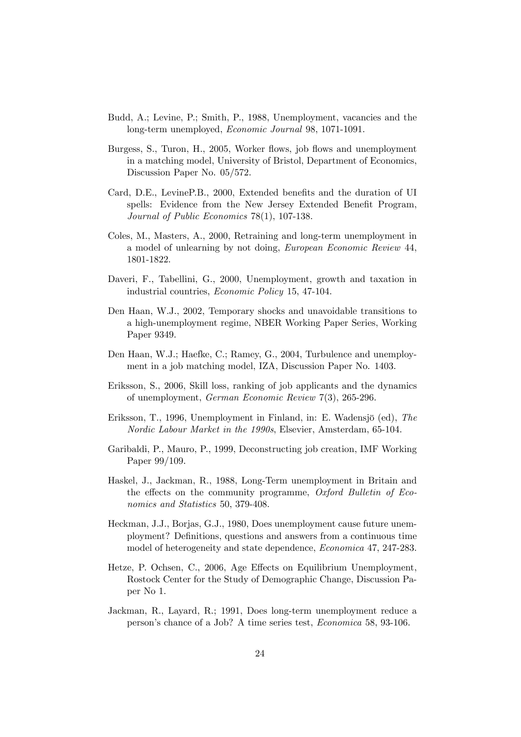Budd, A.; Levine, P.; Smith, P., 1988, Unemployment, vacancies and the long-term unemployed, *Economic Journal* 98, 1071-1091.

Burgess, S., Turon, H., 2005, Worker flows, job flows and unemployment in a matching model, University of Bristol, Department of Economics, Discussion Paper No. 05/572.

Card, D.E., LevineP.B., 2000, Extended benefits and the duration of UI spells: Evidence from the New Jersey Extended Benefit Program, *Journal of Public Economics* 78(1), 107-138.

Coles, M., Masters, A., 2000, Retraining and long-term unemployment in a model of unlearning by not doing, *European Economic Review* 44, 1801-1822.

Daveri, F., Tabellini, G., 2000, Unemployment, growth and taxation in industrial countries, *Economic Policy* 15, 47-104.

Den Haan, W.J., 2002, Temporary shocks and unavoidable transitions to a high-unemployment regime, NBER Working Paper Series, Working Paper 9349.

Den Haan, W.J.; Haefke, C.; Ramey, G., 2004, Turbulence and unemployment in a job matching model, IZA, Discussion Paper No. 1403.

Eriksson, S., 2006, Skill loss, ranking of job applicants and the dynamics of unemployment, *German Economic Review* 7(3), 265-296.

Eriksson, T., 1996, Unemployment in Finland, in: E. Wadensjö (ed), *The Nordic Labour Market in the 1990s*, Elsevier, Amsterdam, 65-104.

Garibaldi, P., Mauro, P., 1999, Deconstructing job creation, IMF Working Paper 99/109.

Haskel, J., Jackman, R., 1988, Long-Term unemployment in Britain and the effects on the community programme, *Oxford Bulletin of Economics and Statistics* 50, 379-408.

Heckman, J.J., Borjas, G.J., 1980, Does unemployment cause future unemployment? Definitions, questions and answers from a continuous time model of heterogeneity and state dependence, *Economica* 47, 247-283.

Hetze, P. Ochsen, C., 2006, Age Effects on Equilibrium Unemployment, Rostock Center for the Study of Demographic Change, Discussion Paper No 1.

Jackman, R., Layard, R.; 1991, Does long-term unemployment reduce a person's chance of a Job? A time series test, *Economica* 58, 93-106.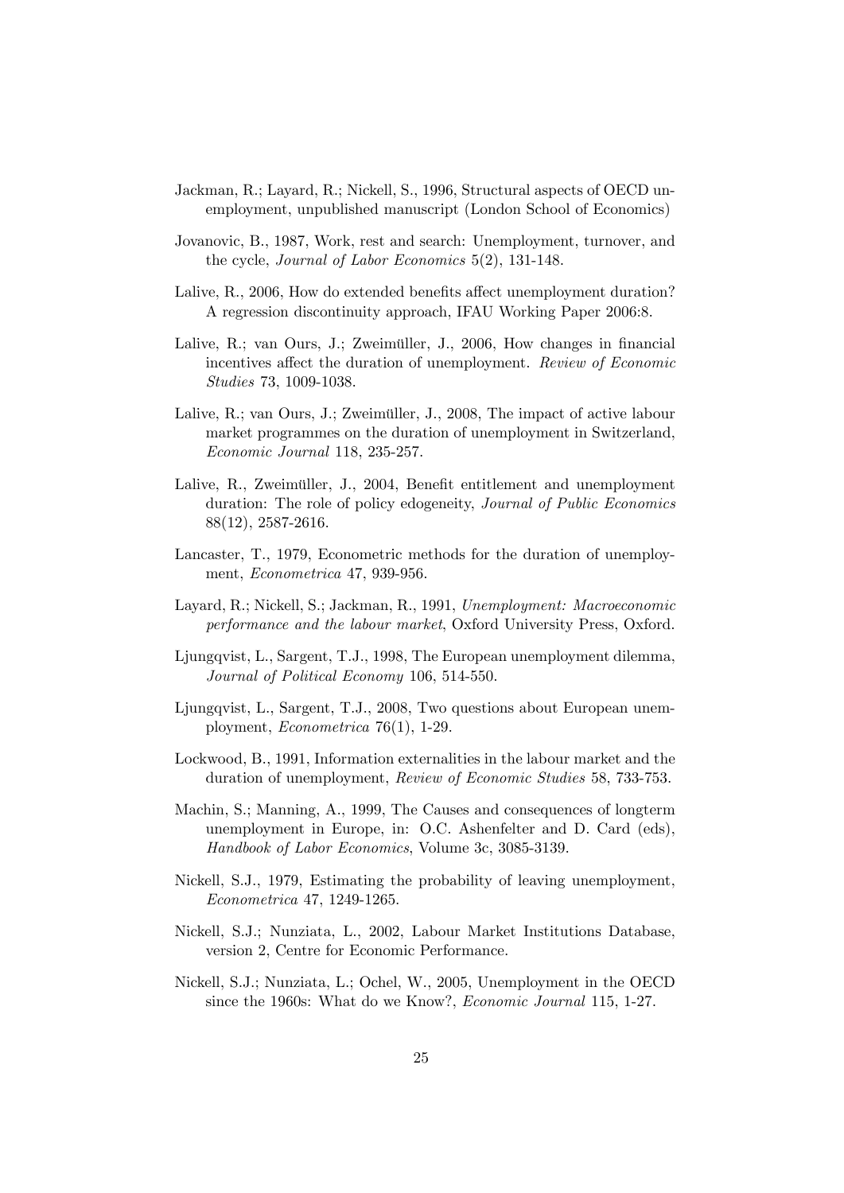Jackman, R.; Layard, R.; Nickell, S., 1996, Structural aspects of OECD unemployment, unpublished manuscript (London School of Economics)

Jovanovic, B., 1987, Work, rest and search: Unemployment, turnover, and the cycle, *Journal of Labor Economics* 5(2), 131-148.

Lalive, R., 2006, How do extended benefits affect unemployment duration? A regression discontinuity approach, IFAU Working Paper 2006:8.

Lalive, R.; van Ours, J.; Zweimüller, J., 2006, How changes in financial incentives affect the duration of unemployment. *Review of Economic Studies* 73, 1009-1038.

Lalive, R.; van Ours, J.; Zweimüller, J., 2008, The impact of active labour market programmes on the duration of unemployment in Switzerland, *Economic Journal* 118, 235-257.

Lalive, R., Zweimüller, J., 2004, Benefit entitlement and unemployment duration: The role of policy edogeneity, *Journal of Public Economics* 88(12), 2587-2616.

Lancaster, T., 1979, Econometric methods for the duration of unemployment, *Econometrica* 47, 939-956.

Layard, R.; Nickell, S.; Jackman, R., 1991, *Unemployment: Macroeconomic performance and the labour market*, Oxford University Press, Oxford.

Ljungqvist, L., Sargent, T.J., 1998, The European unemployment dilemma, *Journal of Political Economy* 106, 514-550.

Ljungqvist, L., Sargent, T.J., 2008, Two questions about European unemployment, *Econometrica* 76(1), 1-29.

Lockwood, B., 1991, Information externalities in the labour market and the duration of unemployment, *Review of Economic Studies* 58, 733-753.

Machin, S.; Manning, A., 1999, The Causes and consequences of longterm unemployment in Europe, in: O.C. Ashenfelter and D. Card (eds), *Handbook of Labor Economics*, Volume 3c, 3085-3139.

Nickell, S.J., 1979, Estimating the probability of leaving unemployment, *Econometrica* 47, 1249-1265.

Nickell, S.J.; Nunziata, L., 2002, Labour Market Institutions Database, version 2, Centre for Economic Performance.

Nickell, S.J.; Nunziata, L.; Ochel, W., 2005, Unemployment in the OECD since the 1960s: What do we Know?, *Economic Journal* 115, 1-27.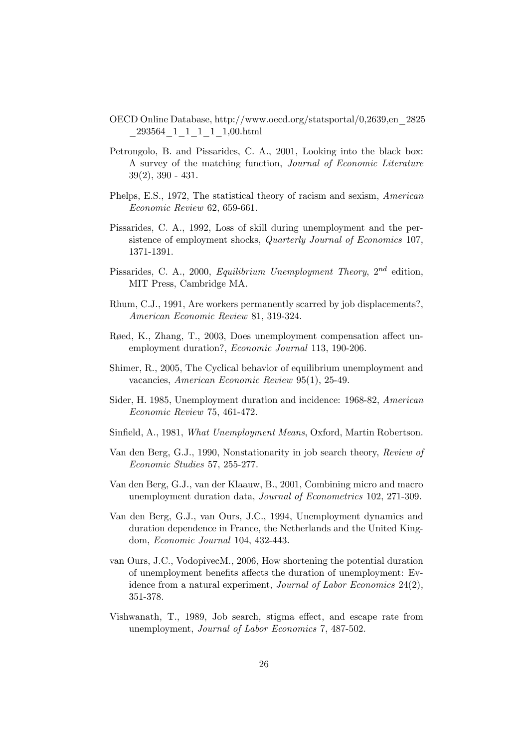OECD Online Database, http://www.oecd.org/statsportal/0,2639,en_2825_293564_1_1_1_1_1,00.html

Petrongolo, B. and Pissarides, C. A., 2001, Looking into the black box: A survey of the matching function, *Journal of Economic Literature* 39(2), 390 - 431.

Phelps, E.S., 1972, The statistical theory of racism and sexism, *American Economic Review* 62, 659-661.

Pissarides, C. A., 1992, Loss of skill during unemployment and the persistence of employment shocks, *Quarterly Journal of Economics* 107, 1371-1391.

Pissarides, C. A., 2000, *Equilibrium Unemployment Theory*, 2nd edition, MIT Press, Cambridge MA.

Rhum, C.J., 1991, Are workers permanently scarred by job displacements?, *American Economic Review* 81, 319-324.

Røed, K., Zhang, T., 2003, Does unemployment compensation affect unemployment duration?, *Economic Journal* 113, 190-206.

Shimer, R., 2005, The Cyclical behavior of equilibrium unemployment and vacancies, *American Economic Review* 95(1), 25-49.

Sider, H. 1985, Unemployment duration and incidence: 1968-82, *American Economic Review* 75, 461-472.

Sinfield, A., 1981, *What Unemployment Means*, Oxford, Martin Robertson.

Van den Berg, G.J., 1990, Nonstationarity in job search theory, *Review of Economic Studies* 57, 255-277.

Van den Berg, G.J., van der Klaauw, B., 2001, Combining micro and macro unemployment duration data, *Journal of Econometrics* 102, 271-309.

Van den Berg, G.J., van Ours, J.C., 1994, Unemployment dynamics and duration dependence in France, the Netherlands and the United Kingdom, *Economic Journal* 104, 432-443.

van Ours, J.C., VodopivecM., 2006, How shortening the potential duration of unemployment benefits affects the duration of unemployment: Evidence from a natural experiment, *Journal of Labor Economics* 24(2), 351-378.

Vishwanath, T., 1989, Job search, stigma effect, and escape rate from unemployment, *Journal of Labor Economics* 7, 487-502.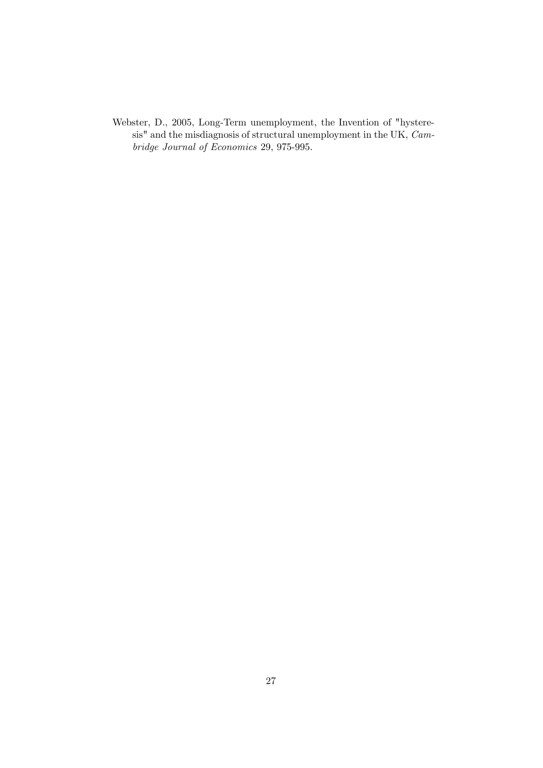Webster, D., 2005, Long-Term unemployment, the Invention of "hysteresis" and the misdiagnosis of structural unemployment in the UK, *Cambridge Journal of Economics* 29, 975-995.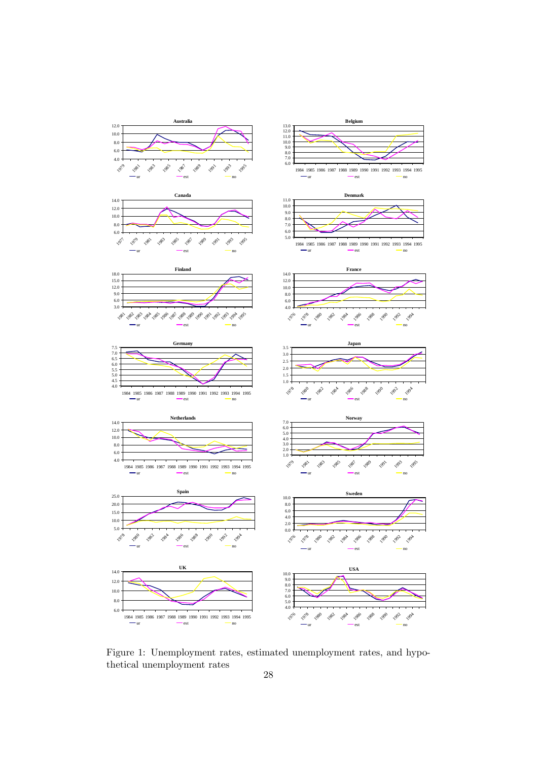Figure 1: Unemployment rates, estimated unemployment rates, and hypothetical unemployment rates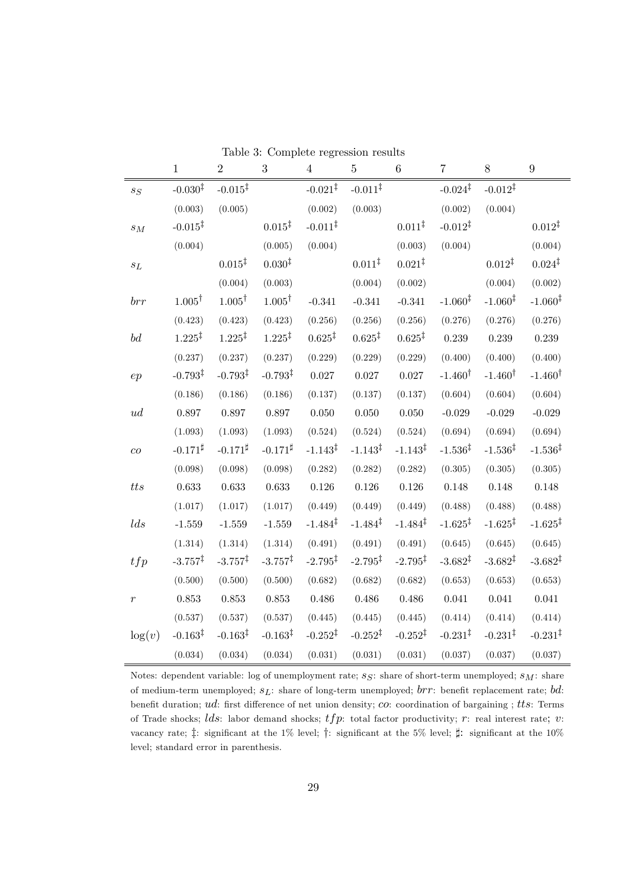Table 3: Complete regression results

| | 1 | 2 | 3 | 4 | 5 | 6 | 7 | 8 | 9 |
|---|---|---|---|---|---|---|---|---|---|
| $s_S$ | -0.030‡ | -0.015‡ | | -0.021‡ | -0.011‡ | | -0.024‡ | -0.012‡ | |
| | (0.003) | (0.005) | | (0.002) | (0.003) | | (0.002) | (0.004) | |
| $s_M$ | -0.015‡ | | 0.015‡ | -0.011‡ | | 0.011‡ | -0.012‡ | | 0.012‡ |
| | (0.004) | | (0.005) | (0.004) | | (0.003) | (0.004) | | (0.004) |
| $s_L$ | | 0.015‡ | 0.030‡ | | 0.011‡ | 0.021‡ | | 0.012‡ | 0.024‡ |
| | | (0.004) | (0.003) | | (0.004) | (0.002) | | (0.004) | (0.002) |
| $brr$ | 1.005† | 1.005† | 1.005† | -0.341 | -0.341 | -0.341 | -1.060‡ | -1.060‡ | -1.060‡ |
| | (0.423) | (0.423) | (0.423) | (0.256) | (0.256) | (0.256) | (0.276) | (0.276) | (0.276) |
| $bd$ | 1.225‡ | 1.225‡ | 1.225‡ | 0.625‡ | 0.625‡ | 0.625‡ | 0.239 | 0.239 | 0.239 |
| | (0.237) | (0.237) | (0.237) | (0.229) | (0.229) | (0.229) | (0.400) | (0.400) | (0.400) |
| $ep$ | -0.793‡ | -0.793‡ | -0.793‡ | 0.027 | 0.027 | 0.027 | -1.460† | -1.460† | -1.460† |
| | (0.186) | (0.186) | (0.186) | (0.137) | (0.137) | (0.137) | (0.604) | (0.604) | (0.604) |
| $ud$ | 0.897 | 0.897 | 0.897 | 0.050 | 0.050 | 0.050 | -0.029 | -0.029 | -0.029 |
| | (1.093) | (1.093) | (1.093) | (0.524) | (0.524) | (0.524) | (0.694) | (0.694) | (0.694) |
| $co$ | -0.171♯ | -0.171♯ | -0.171♯ | -1.143‡ | -1.143‡ | -1.143‡ | -1.536‡ | -1.536‡ | -1.536‡ |
| | (0.098) | (0.098) | (0.098) | (0.282) | (0.282) | (0.282) | (0.305) | (0.305) | (0.305) |
| $tts$ | 0.633 | 0.633 | 0.633 | 0.126 | 0.126 | 0.126 | 0.148 | 0.148 | 0.148 |
| | (1.017) | (1.017) | (1.017) | (0.449) | (0.449) | (0.449) | (0.488) | (0.488) | (0.488) |
| $lds$ | -1.559 | -1.559 | -1.559 | -1.484‡ | -1.484‡ | -1.484‡ | -1.625‡ | -1.625‡ | -1.625‡ |
| | (1.314) | (1.314) | (1.314) | (0.491) | (0.491) | (0.491) | (0.645) | (0.645) | (0.645) |
| $tfp$ | -3.757‡ | -3.757‡ | -3.757‡ | -2.795‡ | -2.795‡ | -2.795‡ | -3.682‡ | -3.682‡ | -3.682‡ |
| | (0.500) | (0.500) | (0.500) | (0.682) | (0.682) | (0.682) | (0.653) | (0.653) | (0.653) |
| $r$ | 0.853 | 0.853 | 0.853 | 0.486 | 0.486 | 0.486 | 0.041 | 0.041 | 0.041 |
| | (0.537) | (0.537) | (0.537) | (0.445) | (0.445) | (0.445) | (0.414) | (0.414) | (0.414) |
| $\log(v)$ | -0.163‡ | -0.163‡ | -0.163‡ | -0.252‡ | -0.252‡ | -0.252‡ | -0.231‡ | -0.231‡ | -0.231‡ |
| | (0.034) | (0.034) | (0.034) | (0.031) | (0.031) | (0.031) | (0.037) | (0.037) | (0.037) |

Notes: dependent variable: log of unemployment rate; $s_S$: share of short-term unemployed; $s_M$: share of medium-term unemployed; $s_L$: share of long-term unemployed; $brr$: benefit replacement rate; $bd$: benefit duration; $ud$: first difference of net union density; $co$: coordination of bargaining ; $tts$: Terms of Trade shocks; $lds$: labor demand shocks; $tfp$: total factor productivity; $r$: real interest rate; $v$: vacancy rate; ‡: significant at the 1% level; †: significant at the 5% level; ♯: significant at the 10% level; standard error in parenthesis.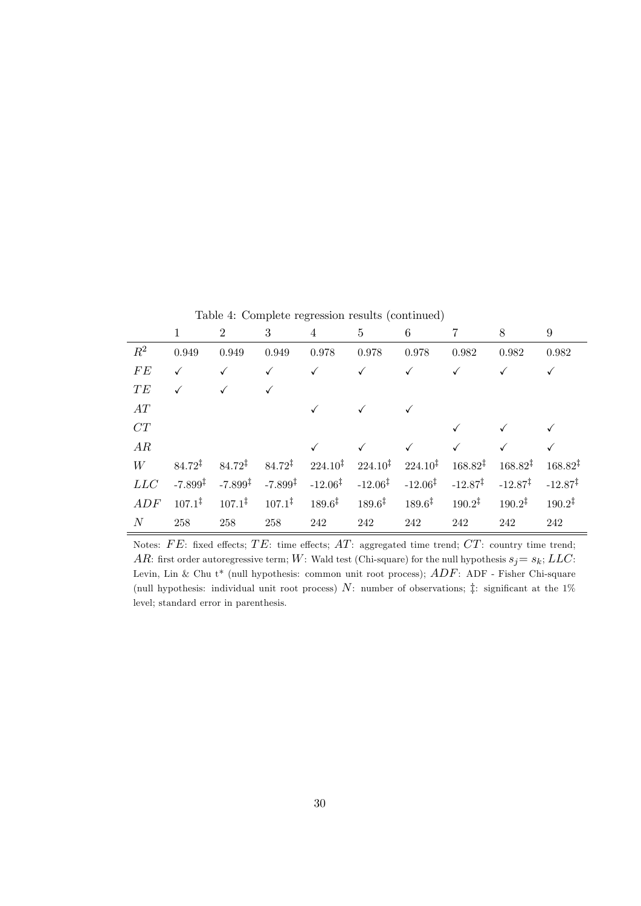Table 4: Complete regression results (continued)

| | 1 | 2 | 3 | 4 | 5 | 6 | 7 | 8 | 9 |
|---|---|---|---|---|---|---|---|---|---|
| $R^2$ | 0.949 | 0.949 | 0.949 | 0.978 | 0.978 | 0.978 | 0.982 | 0.982 | 0.982 |
| $FE$ | ✓ | ✓ | ✓ | ✓ | ✓ | ✓ | ✓ | ✓ | ✓ |
| $TE$ | ✓ | ✓ | ✓ | | | | | | |
| $AT$ | | | | ✓ | ✓ | ✓ | | | |
| $CT$ | | | | | | | ✓ | ✓ | ✓ |
| $AR$ | | | | ✓ | ✓ | ✓ | ✓ | ✓ | ✓ |
| $W$ | $84.72^{\ddagger}$ | $84.72^{\ddagger}$ | $84.72^{\ddagger}$ | $224.10^{\ddagger}$ | $224.10^{\ddagger}$ | $224.10^{\ddagger}$ | $168.82^{\ddagger}$ | $168.82^{\ddagger}$ | $168.82^{\ddagger}$ |
| $LLC$ | $-7.899^{\ddagger}$ | $-7.899^{\ddagger}$ | $-7.899^{\ddagger}$ | $-12.06^{\ddagger}$ | $-12.06^{\ddagger}$ | $-12.06^{\ddagger}$ | $-12.87^{\ddagger}$ | $-12.87^{\ddagger}$ | $-12.87^{\ddagger}$ |
| $ADF$ | $107.1^{\ddagger}$ | $107.1^{\ddagger}$ | $107.1^{\ddagger}$ | $189.6^{\ddagger}$ | $189.6^{\ddagger}$ | $189.6^{\ddagger}$ | $190.2^{\ddagger}$ | $190.2^{\ddagger}$ | $190.2^{\ddagger}$ |
| $N$ | 258 | 258 | 258 | 242 | 242 | 242 | 242 | 242 | 242 |

Notes: $FE$: fixed effects; $TE$: time effects; $AT$: aggregated time trend; $CT$: country time trend; $AR$: first order autoregressive term; $W$: Wald test (Chi-square) for the null hypothesis $s_j = s_k$; $LLC$: Levin, Lin & Chu t* (null hypothesis: common unit root process); $ADF$: ADF - Fisher Chi-square (null hypothesis: individual unit root process) $N$: number of observations; ‡: significant at the 1% level; standard error in parenthesis.